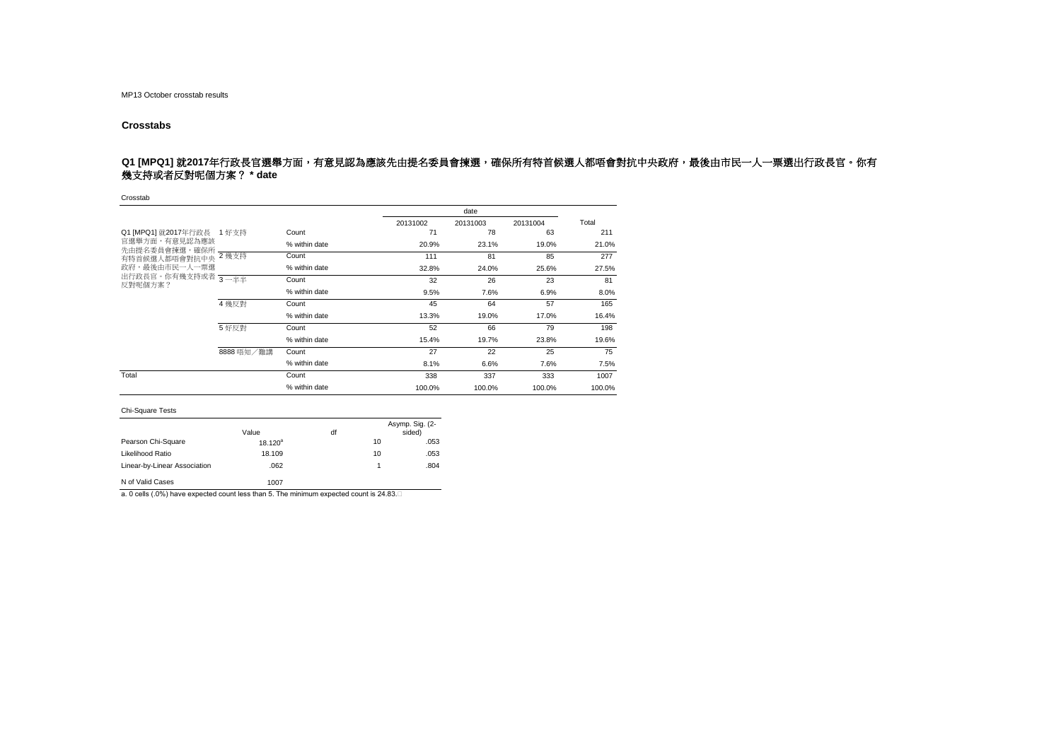MP13 October crosstab results

## Crosstabs

### Q1 [MPQ1] 就2017年行政長官選舉方面，有意見認為應該先由提名委員會揀選，確保所有特首候選人都唔會對抗中央政府，最後由市民一人一票選出行政長官。你有幾支持或者反對呢個方案？ * date

Crosstab

| | | | date | | | Total |
|---|---|---|---|---|---|---|
| | | | 20131002 | 20131003 | 20131004 | |
| Q1 [MPQ1] 就2017年行政長官選舉方面，有意見認為應該先由提名委員會揀選，確保所有特首候選人都唔會對抗中央政府，最後由市民一人一票選出行政長官。你有幾支持或者反對呢個方案？ | 1 好支持 | Count | 71 | 78 | 63 | 211 |
| | | % within date | 20.9% | 23.1% | 19.0% | 21.0% |
| | 2 幾支持 | Count | 111 | 81 | 85 | 277 |
| | | % within date | 32.8% | 24.0% | 25.6% | 27.5% |
| | 3 一半半 | Count | 32 | 26 | 23 | 81 |
| | | % within date | 9.5% | 7.6% | 6.9% | 8.0% |
| | 4 幾反對 | Count | 45 | 64 | 57 | 165 |
| | | % within date | 13.3% | 19.0% | 17.0% | 16.4% |
| | 5 好反對 | Count | 52 | 66 | 79 | 198 |
| | | % within date | 15.4% | 19.7% | 23.8% | 19.6% |
| | 8888 唔知／難講 | Count | 27 | 22 | 25 | 75 |
| | | % within date | 8.1% | 6.6% | 7.6% | 7.5% |
| Total | | Count | 338 | 337 | 333 | 1007 |
| | | % within date | 100.0% | 100.0% | 100.0% | 100.0% |

Chi-Square Tests

| | Value | df | Asymp. Sig. (2-sided) |
|---|---|---|---|
| Pearson Chi-Square | 18.120[a] | 10 | .053 |
| Likelihood Ratio | 18.109 | 10 | .053 |
| Linear-by-Linear Association | .062 | 1 | .804 |
| N of Valid Cases | 1007 | | |

a. 0 cells (.0%) have expected count less than 5. The minimum expected count is 24.83.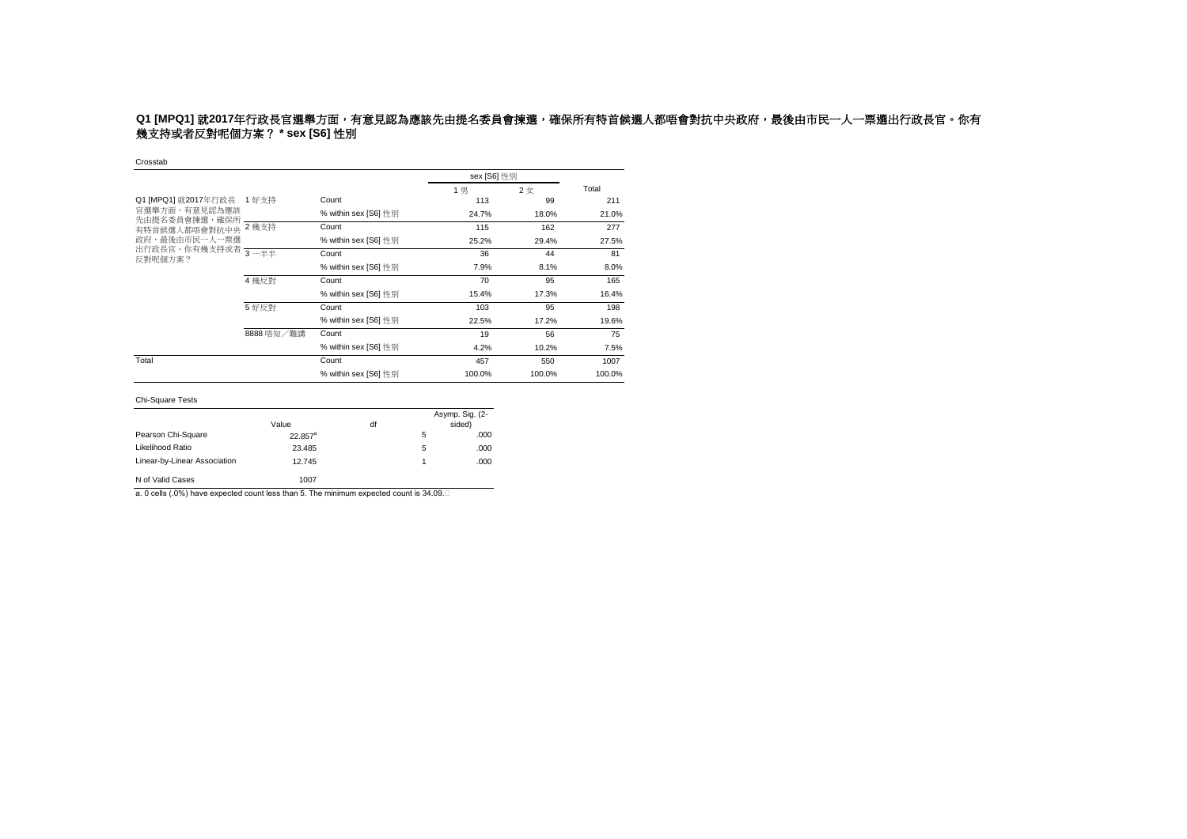## Q1 [MPQ1] 就2017年行政長官選舉方面，有意見認為應該先由提名委員會揀選，確保所有特首候選人都唔會對抗中央政府，最後由市民一人一票選出行政長官。你有幾支持或者反對呢個方案？ * sex [S6] 性別

Crosstab

| | | | sex [S6] 性別 | | Total |
|---|---|---|---|---|---|
| | | | 1 男 | 2 女 | |
| Q1 [MPQ1] 就2017年行政長官選舉方面，有意見認為應該先由提名委員會揀選，確保所有特首候選人都唔會對抗中央政府，最後由市民一人一票選出行政長官。你有幾支持或者反對呢個方案？ | 1 好支持 | Count | 113 | 99 | 211 |
| | | % within sex [S6] 性別 | 24.7% | 18.0% | 21.0% |
| | 2 幾支持 | Count | 115 | 162 | 277 |
| | | % within sex [S6] 性別 | 25.2% | 29.4% | 27.5% |
| | 3 一半半 | Count | 36 | 44 | 81 |
| | | % within sex [S6] 性別 | 7.9% | 8.1% | 8.0% |
| | 4 幾反對 | Count | 70 | 95 | 165 |
| | | % within sex [S6] 性別 | 15.4% | 17.3% | 16.4% |
| | 5 好反對 | Count | 103 | 95 | 198 |
| | | % within sex [S6] 性別 | 22.5% | 17.2% | 19.6% |
| | 8888 唔知／難講 | Count | 19 | 56 | 75 |
| | | % within sex [S6] 性別 | 4.2% | 10.2% | 7.5% |
| Total | | Count | 457 | 550 | 1007 |
| | | % within sex [S6] 性別 | 100.0% | 100.0% | 100.0% |

Chi-Square Tests

| | Value | df | Asymp. Sig. (2-sided) |
|---|---|---|---|
| Pearson Chi-Square | 22.857[a] | 5 | .000 |
| Likelihood Ratio | 23.485 | 5 | .000 |
| Linear-by-Linear Association | 12.745 | 1 | .000 |
| N of Valid Cases | 1007 | | |

a. 0 cells (.0%) have expected count less than 5. The minimum expected count is 34.09.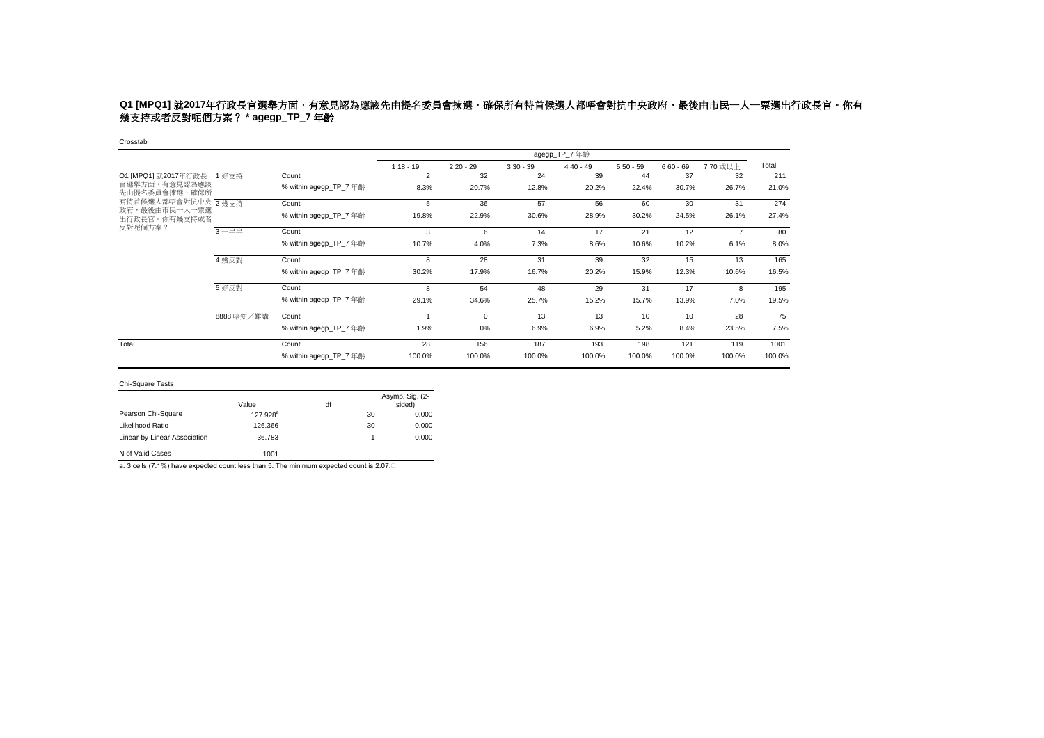**Q1 [MPQ1] 就2017年行政長官選舉方面，有意見認為應該先由提名委員會揀選，確保所有特首候選人都唔會對抗中央政府，最後由市民一人一票選出行政長官。你有幾支持或者反對呢個方案？ * agegp_TP_7 年齡**

Crosstab

| | | | agegp_TP_7 年齡 | | | | | | | Total |
|---|---|---|---|---|---|---|---|---|---|---|
| | | | 1 18 - 19 | 2 20 - 29 | 3 30 - 39 | 4 40 - 49 | 5 50 - 59 | 6 60 - 69 | 7 70 或以上 | |
| Q1 [MPQ1] 就2017年行政長官選舉方面，有意見認為應該先由提名委員會揀選，確保所有特首候選人都唔會對抗中央政府，最後由市民一人一票選出行政長官。你有幾支持或者反對呢個方案？ | 1 好支持 | Count | 2 | 32 | 24 | 39 | 44 | 37 | 32 | 211 |
| | | % within agegp_TP_7 年齡 | 8.3% | 20.7% | 12.8% | 20.2% | 22.4% | 30.7% | 26.7% | 21.0% |
| | 2 幾支持 | Count | 5 | 36 | 57 | 56 | 60 | 30 | 31 | 274 |
| | | % within agegp_TP_7 年齡 | 19.8% | 22.9% | 30.6% | 28.9% | 30.2% | 24.5% | 26.1% | 27.4% |
| | 3 一半半 | Count | 3 | 6 | 14 | 17 | 21 | 12 | 7 | 80 |
| | | % within agegp_TP_7 年齡 | 10.7% | 4.0% | 7.3% | 8.6% | 10.6% | 10.2% | 6.1% | 8.0% |
| | 4 幾反對 | Count | 8 | 28 | 31 | 39 | 32 | 15 | 13 | 165 |
| | | % within agegp_TP_7 年齡 | 30.2% | 17.9% | 16.7% | 20.2% | 15.9% | 12.3% | 10.6% | 16.5% |
| | 5 好反對 | Count | 8 | 54 | 48 | 29 | 31 | 17 | 8 | 195 |
| | | % within agegp_TP_7 年齡 | 29.1% | 34.6% | 25.7% | 15.2% | 15.7% | 13.9% | 7.0% | 19.5% |
| | 8888 唔知／難講 | Count | 1 | 0 | 13 | 13 | 10 | 10 | 28 | 75 |
| | | % within agegp_TP_7 年齡 | 1.9% | .0% | 6.9% | 6.9% | 5.2% | 8.4% | 23.5% | 7.5% |
| Total | | Count | 28 | 156 | 187 | 193 | 198 | 121 | 119 | 1001 |
| | | % within agegp_TP_7 年齡 | 100.0% | 100.0% | 100.0% | 100.0% | 100.0% | 100.0% | 100.0% | 100.0% |

Chi-Square Tests

| | Value | df | Asymp. Sig. (2-sided) |
|---|---|---|---|
| Pearson Chi-Square | 127.928[a] | 30 | 0.000 |
| Likelihood Ratio | 126.366 | 30 | 0.000 |
| Linear-by-Linear Association | 36.783 | 1 | 0.000 |
| N of Valid Cases | 1001 | | |

a. 3 cells (7.1%) have expected count less than 5. The minimum expected count is 2.07.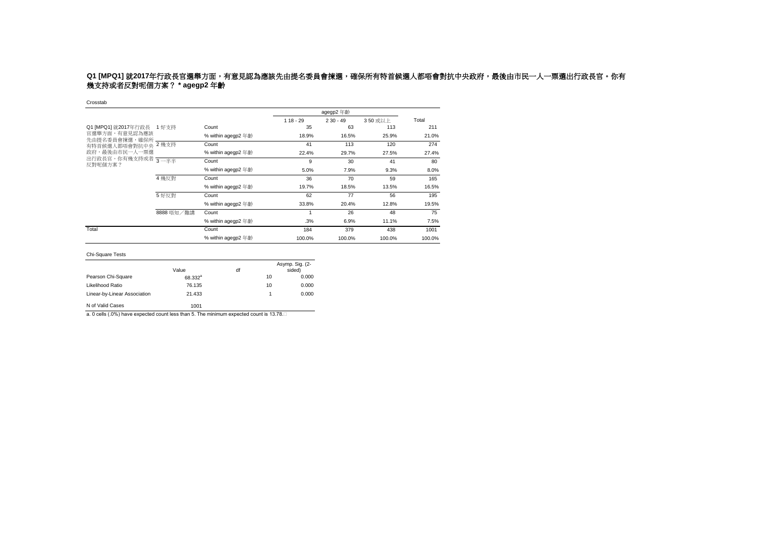**Q1 [MPQ1] 就2017年行政長官選舉方面，有意見認為應該先由提名委員會揀選，確保所有特首候選人都唔會對抗中央政府，最後由市民一人一票選出行政長官。你有幾支持或者反對呢個方案？ * agegp2 年齡**

Crosstab

| | | | agegp2 年齡 | | | Total |
|---|---|---|---|---|---|---|
| | | | 1 18 - 29 | 2 30 - 49 | 3 50 或以上 | |
| Q1 [MPQ1] 就2017年行政長官選舉方面，有意見認為應該先由提名委員會揀選，確保所有特首候選人都唔會對抗中央政府，最後由市民一人一票選出行政長官。你有幾支持或者反對呢個方案？ | 1 好支持 | Count | 35 | 63 | 113 | 211 |
| | | % within agegp2 年齡 | 18.9% | 16.5% | 25.9% | 21.0% |
| | 2 幾支持 | Count | 41 | 113 | 120 | 274 |
| | | % within agegp2 年齡 | 22.4% | 29.7% | 27.5% | 27.4% |
| | 3 一半半 | Count | 9 | 30 | 41 | 80 |
| | | % within agegp2 年齡 | 5.0% | 7.9% | 9.3% | 8.0% |
| | 4 幾反對 | Count | 36 | 70 | 59 | 165 |
| | | % within agegp2 年齡 | 19.7% | 18.5% | 13.5% | 16.5% |
| | 5 好反對 | Count | 62 | 77 | 56 | 195 |
| | | % within agegp2 年齡 | 33.8% | 20.4% | 12.8% | 19.5% |
| | 8888 唔知／難講 | Count | 1 | 26 | 48 | 75 |
| | | % within agegp2 年齡 | .3% | 6.9% | 11.1% | 7.5% |
| Total | | Count | 184 | 379 | 438 | 1001 |
| | | % within agegp2 年齡 | 100.0% | 100.0% | 100.0% | 100.0% |

Chi-Square Tests

| | Value | df | Asymp. Sig. (2-sided) |
|---|---|---|---|
| Pearson Chi-Square | 68.332[a] | 10 | 0.000 |
| Likelihood Ratio | 76.135 | 10 | 0.000 |
| Linear-by-Linear Association | 21.433 | 1 | 0.000 |
| N of Valid Cases | 1001 | | |

a. 0 cells (.0%) have expected count less than 5. The minimum expected count is 13.78.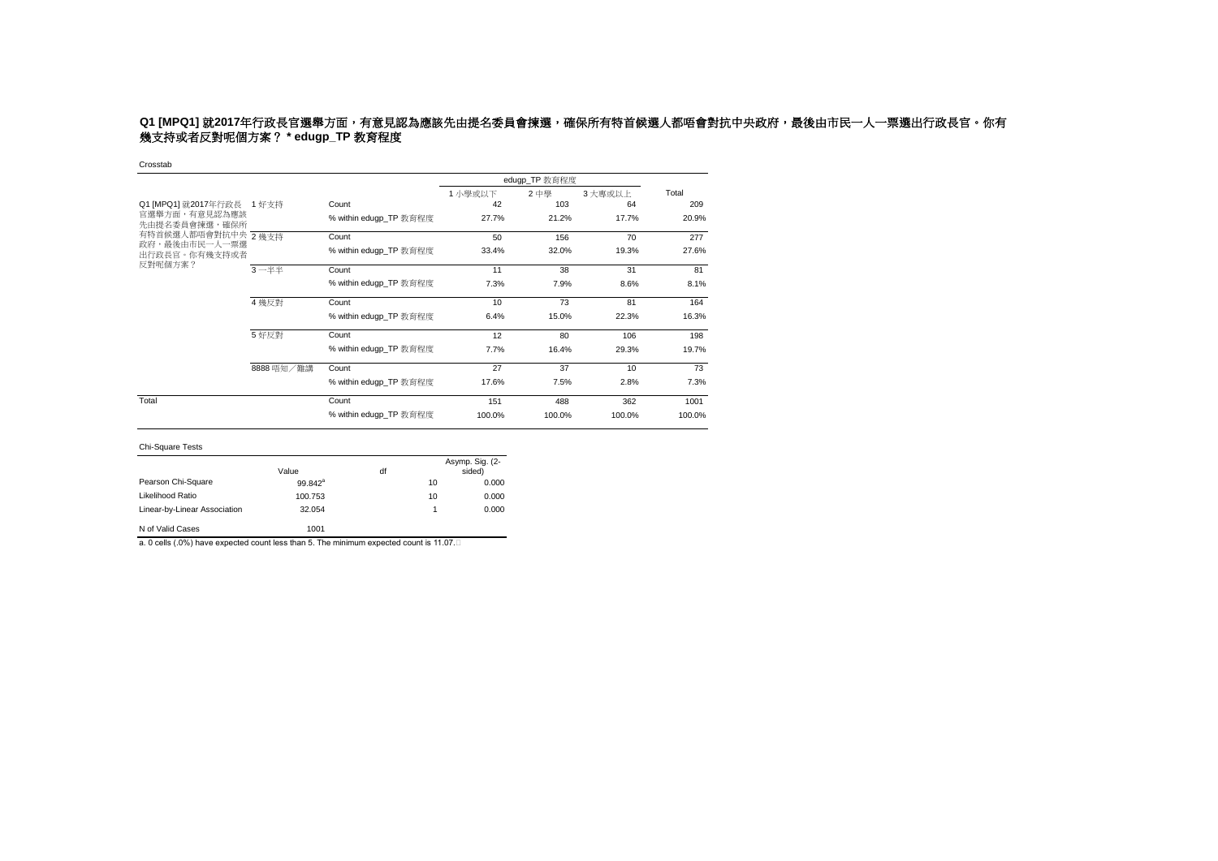**Q1 [MPQ1] 就2017年行政長官選舉方面，有意見認為應該先由提名委員會揀選，確保所有特首候選人都唔會對抗中央政府，最後由市民一人一票選出行政長官。你有幾支持或者反對呢個方案？ * edugp_TP 教育程度**

Crosstab

| | | | edugp_TP 教育程度 | | | Total |
|---|---|---|---|---|---|---|
| | | | 1 小學或以下 | 2 中學 | 3 大專或以上 | |
| Q1 [MPQ1] 就2017年行政長官選舉方面，有意見認為應該先由提名委員會揀選，確保所有特首候選人都唔會對抗中央政府，最後由市民一人一票選出行政長官。你有幾支持或者反對呢個方案？ | 1 好支持 | Count | 42 | 103 | 64 | 209 |
| | | % within edugp_TP 教育程度 | 27.7% | 21.2% | 17.7% | 20.9% |
| | 2 幾支持 | Count | 50 | 156 | 70 | 277 |
| | | % within edugp_TP 教育程度 | 33.4% | 32.0% | 19.3% | 27.6% |
| | 3 一半半 | Count | 11 | 38 | 31 | 81 |
| | | % within edugp_TP 教育程度 | 7.3% | 7.9% | 8.6% | 8.1% |
| | 4 幾反對 | Count | 10 | 73 | 81 | 164 |
| | | % within edugp_TP 教育程度 | 6.4% | 15.0% | 22.3% | 16.3% |
| | 5 好反對 | Count | 12 | 80 | 106 | 198 |
| | | % within edugp_TP 教育程度 | 7.7% | 16.4% | 29.3% | 19.7% |
| | 8888 唔知／難講 | Count | 27 | 37 | 10 | 73 |
| | | % within edugp_TP 教育程度 | 17.6% | 7.5% | 2.8% | 7.3% |
| Total | | Count | 151 | 488 | 362 | 1001 |
| | | % within edugp_TP 教育程度 | 100.0% | 100.0% | 100.0% | 100.0% |

Chi-Square Tests

| | Value | df | Asymp. Sig. (2-sided) |
|---|---|---|---|
| Pearson Chi-Square | 99.842[a] | 10 | 0.000 |
| Likelihood Ratio | 100.753 | 10 | 0.000 |
| Linear-by-Linear Association | 32.054 | 1 | 0.000 |
| N of Valid Cases | 1001 | | |

a. 0 cells (.0%) have expected count less than 5. The minimum expected count is 11.07.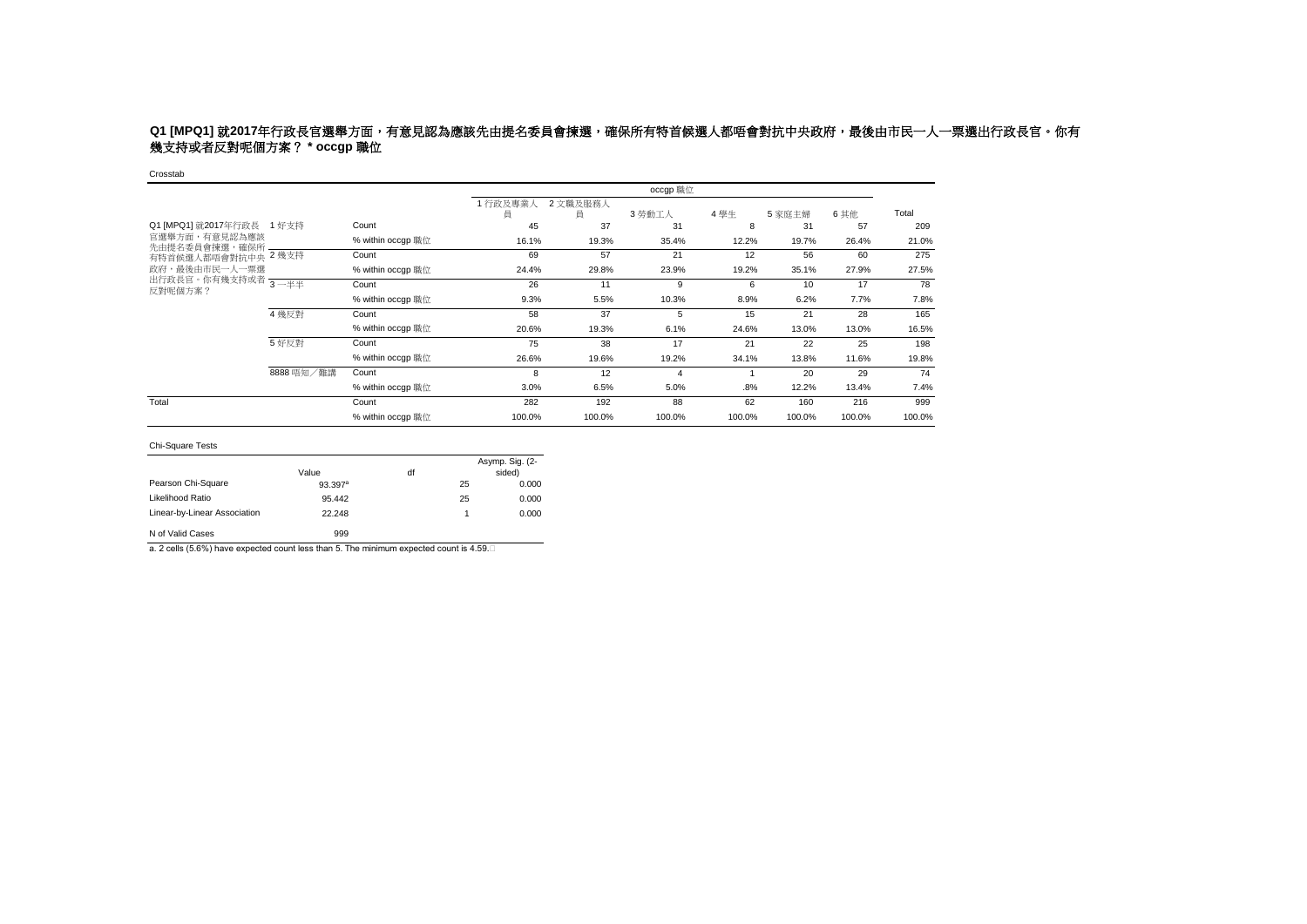**Q1 [MPQ1] 就2017年行政長官選舉方面，有意見認為應該先由提名委員會揀選，確保所有特首候選人都唔會對抗中央政府，最後由市民一人一票選出行政長官。你有幾支持或者反對呢個方案？ * occgp 職位**

Crosstab

| | | | occgp 職位 | | | | | | Total |
|---|---|---|---|---|---|---|---|---|---|
| | | | 1 行政及專業人員 | 2 文職及服務人員 | 3 勞動工人 | 4 學生 | 5 家庭主婦 | 6 其他 | |
| Q1 [MPQ1] 就2017年行政長官選舉方面，有意見認為應該先由提名委員會揀選，確保所有特首候選人都唔會對抗中央政府，最後由市民一人一票選出行政長官。你有幾支持或者反對呢個方案？ | 1 好支持 | Count | 45 | 37 | 31 | 8 | 31 | 57 | 209 |
| | | % within occgp 職位 | 16.1% | 19.3% | 35.4% | 12.2% | 19.7% | 26.4% | 21.0% |
| | 2 幾支持 | Count | 69 | 57 | 21 | 12 | 56 | 60 | 275 |
| | | % within occgp 職位 | 24.4% | 29.8% | 23.9% | 19.2% | 35.1% | 27.9% | 27.5% |
| | 3 一半半 | Count | 26 | 11 | 9 | 6 | 10 | 17 | 78 |
| | | % within occgp 職位 | 9.3% | 5.5% | 10.3% | 8.9% | 6.2% | 7.7% | 7.8% |
| | 4 幾反對 | Count | 58 | 37 | 5 | 15 | 21 | 28 | 165 |
| | | % within occgp 職位 | 20.6% | 19.3% | 6.1% | 24.6% | 13.0% | 13.0% | 16.5% |
| | 5 好反對 | Count | 75 | 38 | 17 | 21 | 22 | 25 | 198 |
| | | % within occgp 職位 | 26.6% | 19.6% | 19.2% | 34.1% | 13.8% | 11.6% | 19.8% |
| | 8888 唔知／難講 | Count | 8 | 12 | 4 | 1 | 20 | 29 | 74 |
| | | % within occgp 職位 | 3.0% | 6.5% | 5.0% | .8% | 12.2% | 13.4% | 7.4% |
| Total | | Count | 282 | 192 | 88 | 62 | 160 | 216 | 999 |
| | | % within occgp 職位 | 100.0% | 100.0% | 100.0% | 100.0% | 100.0% | 100.0% | 100.0% |

Chi-Square Tests

| | Value | df | Asymp. Sig. (2-sided) |
|---|---|---|---|
| Pearson Chi-Square | 93.397[a] | 25 | 0.000 |
| Likelihood Ratio | 95.442 | 25 | 0.000 |
| Linear-by-Linear Association | 22.248 | 1 | 0.000 |
| N of Valid Cases | 999 | | |

a. 2 cells (5.6%) have expected count less than 5. The minimum expected count is 4.59.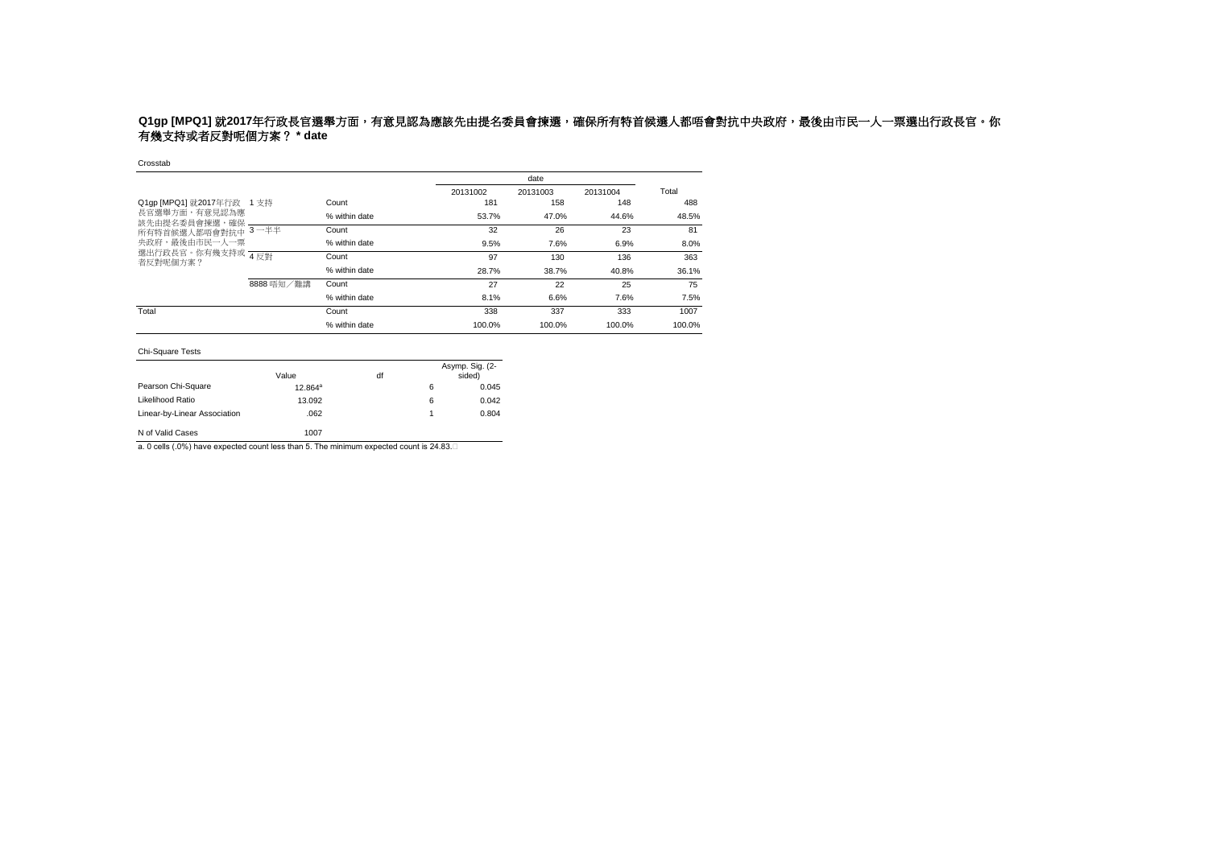**Q1gp [MPQ1] 就2017年行政長官選舉方面，有意見認為應該先由提名委員會揀選，確保所有特首候選人都唔會對抗中央政府，最後由市民一人一票選出行政長官。你有幾支持或者反對呢個方案？ * date**

Crosstab

| | | | date | | | Total |
|---|---|---|---|---|---|---|
| | | | 20131002 | 20131003 | 20131004 | |
| Q1gp [MPQ1] 就2017年行政長官選舉方面，有意見認為應該先由提名委員會揀選，確保所有特首候選人都唔會對抗中央政府，最後由市民一人一票選出行政長官。你有幾支持或者反對呢個方案？ | 1 支持 | Count | 181 | 158 | 148 | 488 |
| | | % within date | 53.7% | 47.0% | 44.6% | 48.5% |
| | 3 一半半 | Count | 32 | 26 | 23 | 81 |
| | | % within date | 9.5% | 7.6% | 6.9% | 8.0% |
| | 4 反對 | Count | 97 | 130 | 136 | 363 |
| | | % within date | 28.7% | 38.7% | 40.8% | 36.1% |
| | 8888 唔知／難講 | Count | 27 | 22 | 25 | 75 |
| | | % within date | 8.1% | 6.6% | 7.6% | 7.5% |
| Total | | Count | 338 | 337 | 333 | 1007 |
| | | % within date | 100.0% | 100.0% | 100.0% | 100.0% |

Chi-Square Tests

| | Value | df | Asymp. Sig. (2-sided) |
|---|---|---|---|
| Pearson Chi-Square | 12.864[a] | 6 | 0.045 |
| Likelihood Ratio | 13.092 | 6 | 0.042 |
| Linear-by-Linear Association | .062 | 1 | 0.804 |
| N of Valid Cases | 1007 | | |

a. 0 cells (.0%) have expected count less than 5. The minimum expected count is 24.83.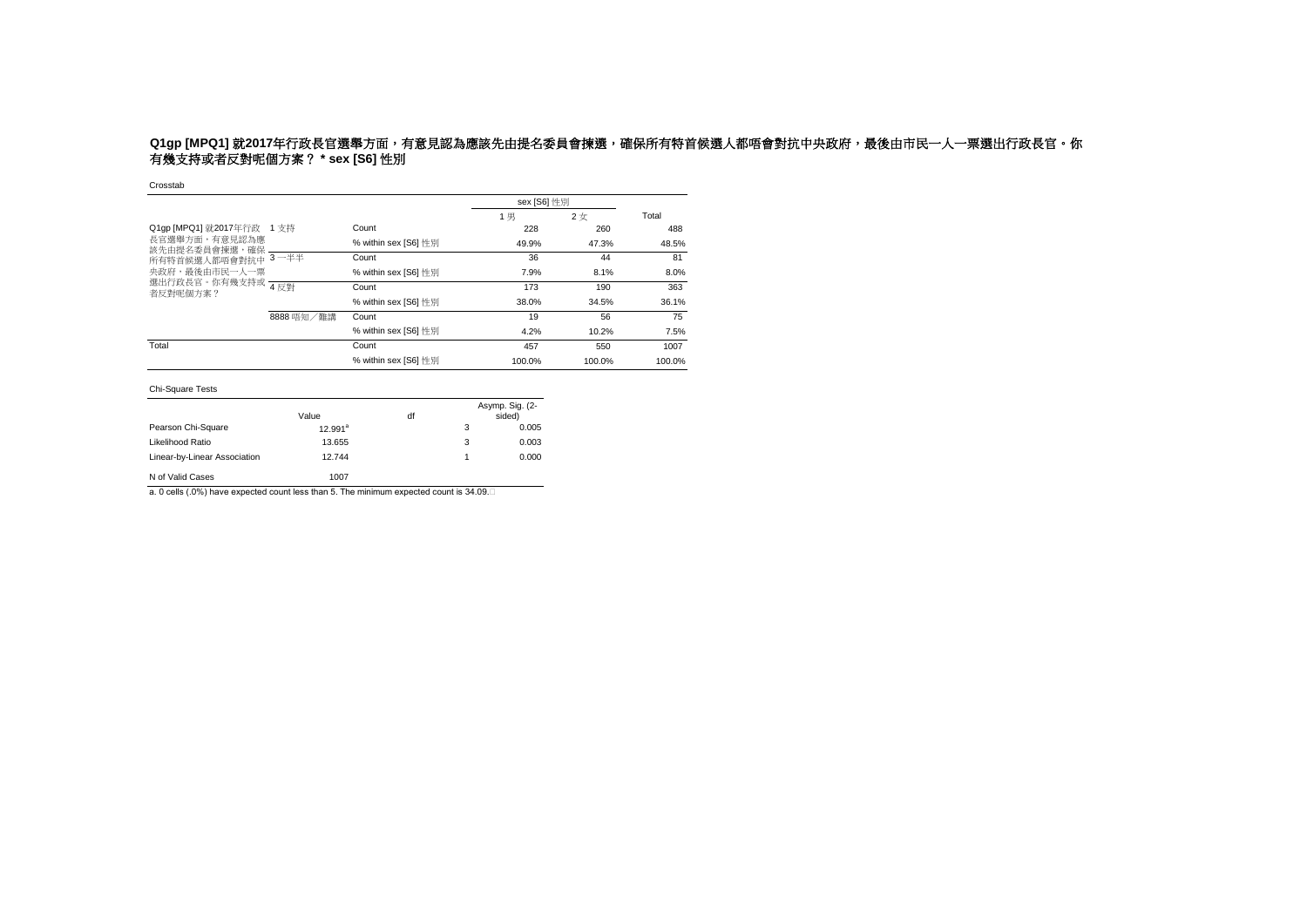**Q1gp [MPQ1] 就2017年行政長官選舉方面，有意見認為應該先由提名委員會揀選，確保所有特首候選人都唔會對抗中央政府，最後由市民一人一票選出行政長官。你有幾支持或者反對呢個方案？ * sex [S6] 性別**

Crosstab

| | | | sex [S6] 性別 | | Total |
|---|---|---|---|---|---|
| | | | 1 男 | 2 女 | |
| Q1gp [MPQ1] 就2017年行政長官選舉方面，有意見認為應該先由提名委員會揀選，確保所有特首候選人都唔會對抗中央政府，最後由市民一人一票選出行政長官。你有幾支持或者反對呢個方案？ | 1 支持 | Count | 228 | 260 | 488 |
| | | % within sex [S6] 性別 | 49.9% | 47.3% | 48.5% |
| | 3 一半半 | Count | 36 | 44 | 81 |
| | | % within sex [S6] 性別 | 7.9% | 8.1% | 8.0% |
| | 4 反對 | Count | 173 | 190 | 363 |
| | | % within sex [S6] 性別 | 38.0% | 34.5% | 36.1% |
| | 8888 唔知／難講 | Count | 19 | 56 | 75 |
| | | % within sex [S6] 性別 | 4.2% | 10.2% | 7.5% |
| Total | | Count | 457 | 550 | 1007 |
| | | % within sex [S6] 性別 | 100.0% | 100.0% | 100.0% |

Chi-Square Tests

| | Value | df | Asymp. Sig. (2-sided) |
|---|---|---|---|
| Pearson Chi-Square | 12.991[a] | 3 | 0.005 |
| Likelihood Ratio | 13.655 | 3 | 0.003 |
| Linear-by-Linear Association | 12.744 | 1 | 0.000 |
| N of Valid Cases | 1007 | | |

a. 0 cells (.0%) have expected count less than 5. The minimum expected count is 34.09.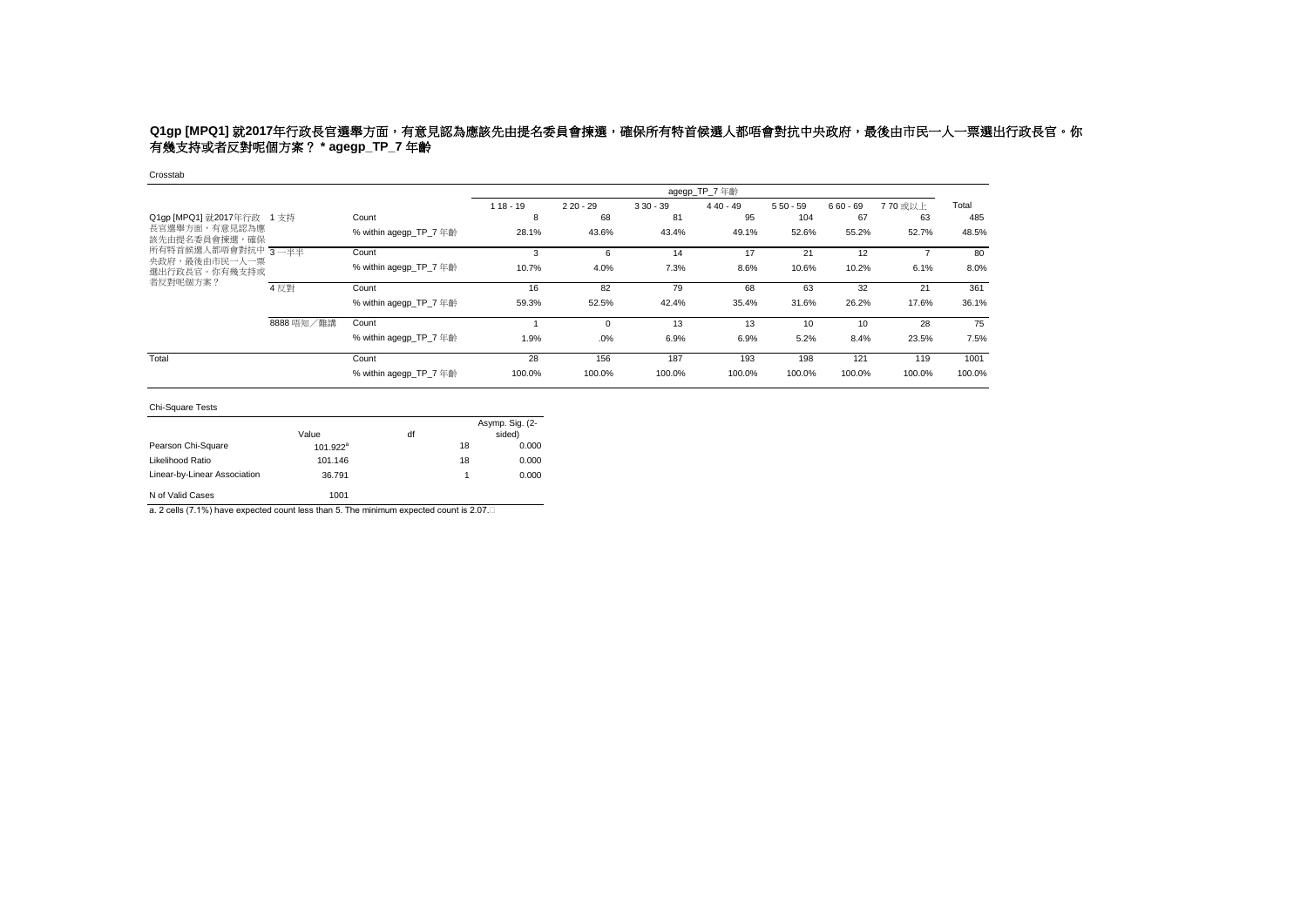## Q1gp [MPQ1] 就2017年行政長官選舉方面，有意見認為應該先由提名委員會揀選，確保所有特首候選人都唔會對抗中央政府，最後由市民一人一票選出行政長官。你有幾支持或者反對呢個方案？ * agegp_TP_7 年齡

Crosstab

| | | | agegp_TP_7 年齡 | | | | | | | Total |
|---|---|---|---|---|---|---|---|---|---|---|
| | | | 1 18 - 19 | 2 20 - 29 | 3 30 - 39 | 4 40 - 49 | 5 50 - 59 | 6 60 - 69 | 7 70 或以上 | |
| Q1gp [MPQ1] 就2017年行政長官選舉方面，有意見認為應該先由提名委員會揀選，確保所有特首候選人都唔會對抗中央政府，最後由市民一人一票選出行政長官。你有幾支持或者反對呢個方案？ | 1 支持 | Count | 8 | 68 | 81 | 95 | 104 | 67 | 63 | 485 |
| | | % within agegp_TP_7 年齡 | 28.1% | 43.6% | 43.4% | 49.1% | 52.6% | 55.2% | 52.7% | 48.5% |
| | 3 一半半 | Count | 3 | 6 | 14 | 17 | 21 | 12 | 7 | 80 |
| | | % within agegp_TP_7 年齡 | 10.7% | 4.0% | 7.3% | 8.6% | 10.6% | 10.2% | 6.1% | 8.0% |
| | 4 反對 | Count | 16 | 82 | 79 | 68 | 63 | 32 | 21 | 361 |
| | | % within agegp_TP_7 年齡 | 59.3% | 52.5% | 42.4% | 35.4% | 31.6% | 26.2% | 17.6% | 36.1% |
| | 8888 唔知／難講 | Count | 1 | 0 | 13 | 13 | 10 | 10 | 28 | 75 |
| | | % within agegp_TP_7 年齡 | 1.9% | .0% | 6.9% | 6.9% | 5.2% | 8.4% | 23.5% | 7.5% |
| Total | | Count | 28 | 156 | 187 | 193 | 198 | 121 | 119 | 1001 |
| | | % within agegp_TP_7 年齡 | 100.0% | 100.0% | 100.0% | 100.0% | 100.0% | 100.0% | 100.0% | 100.0% |

Chi-Square Tests

| | Value | df | Asymp. Sig. (2-sided) |
|---|---|---|---|
| Pearson Chi-Square | 101.922[a] | 18 | 0.000 |
| Likelihood Ratio | 101.146 | 18 | 0.000 |
| Linear-by-Linear Association | 36.791 | 1 | 0.000 |
| N of Valid Cases | 1001 | | |

a. 2 cells (7.1%) have expected count less than 5. The minimum expected count is 2.07.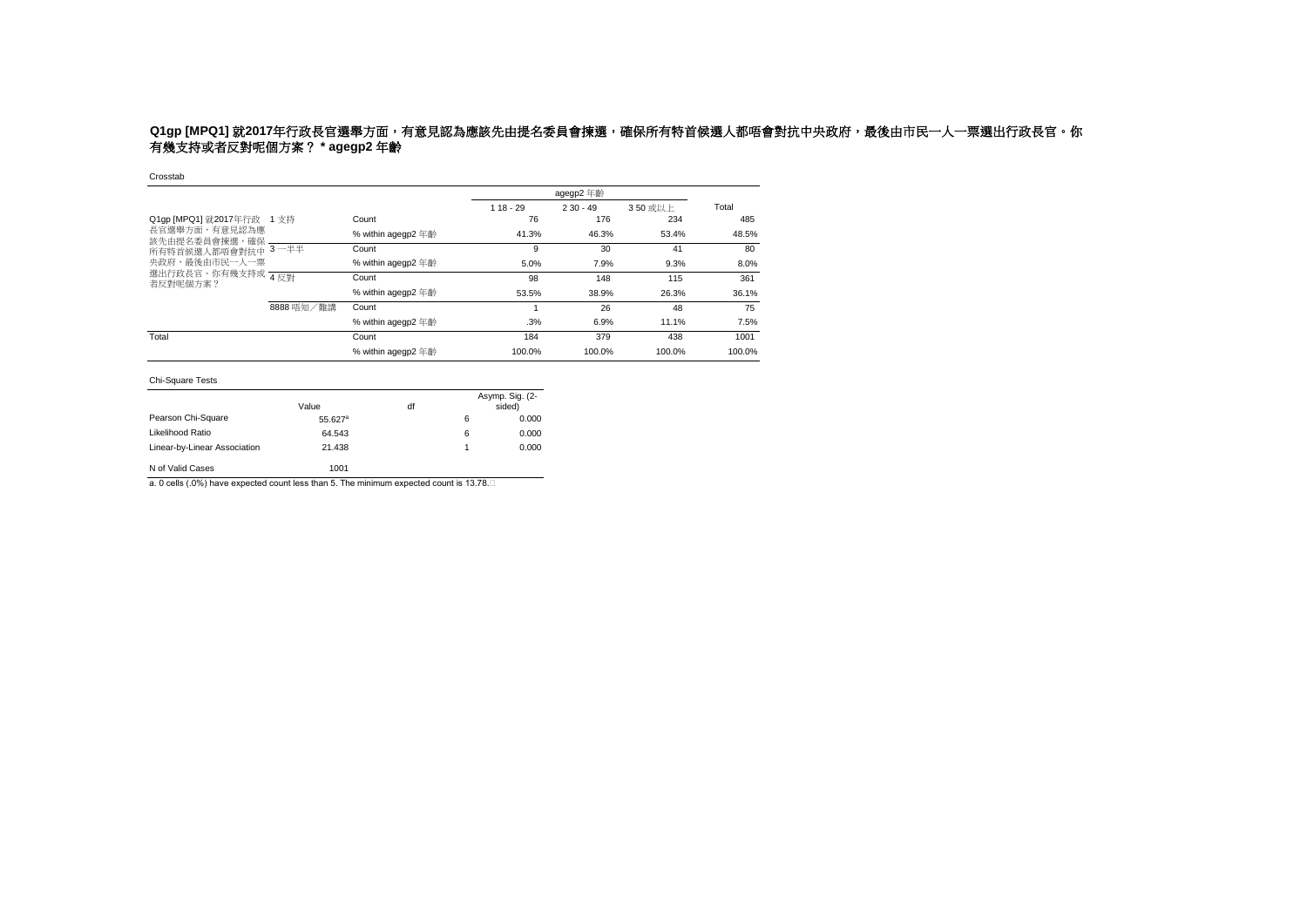**Q1gp [MPQ1] 就2017年行政長官選舉方面，有意見認為應該先由提名委員會揀選，確保所有特首候選人都唔會對抗中央政府，最後由市民一人一票選出行政長官。你有幾支持或者反對呢個方案？ * agegp2 年齡**

Crosstab

| | | | agegp2 年齡 | | | Total |
|---|---|---|---|---|---|---|
| | | | 1 18 - 29 | 2 30 - 49 | 3 50 或以上 | |
| Q1gp [MPQ1] 就2017年行政長官選舉方面，有意見認為應該先由提名委員會揀選，確保所有特首候選人都唔會對抗中央政府，最後由市民一人一票選出行政長官。你有幾支持或者反對呢個方案？ | 1 支持 | Count | 76 | 176 | 234 | 485 |
| | | % within agegp2 年齡 | 41.3% | 46.3% | 53.4% | 48.5% |
| | 3 一半半 | Count | 9 | 30 | 41 | 80 |
| | | % within agegp2 年齡 | 5.0% | 7.9% | 9.3% | 8.0% |
| | 4 反對 | Count | 98 | 148 | 115 | 361 |
| | | % within agegp2 年齡 | 53.5% | 38.9% | 26.3% | 36.1% |
| | 8888 唔知／難講 | Count | 1 | 26 | 48 | 75 |
| | | % within agegp2 年齡 | .3% | 6.9% | 11.1% | 7.5% |
| Total | | Count | 184 | 379 | 438 | 1001 |
| | | % within agegp2 年齡 | 100.0% | 100.0% | 100.0% | 100.0% |

Chi-Square Tests

| | Value | df | Asymp. Sig. (2-sided) |
|---|---|---|---|
| Pearson Chi-Square | 55.627[a] | 6 | 0.000 |
| Likelihood Ratio | 64.543 | 6 | 0.000 |
| Linear-by-Linear Association | 21.438 | 1 | 0.000 |
| N of Valid Cases | 1001 | | |

a. 0 cells (.0%) have expected count less than 5. The minimum expected count is 13.78.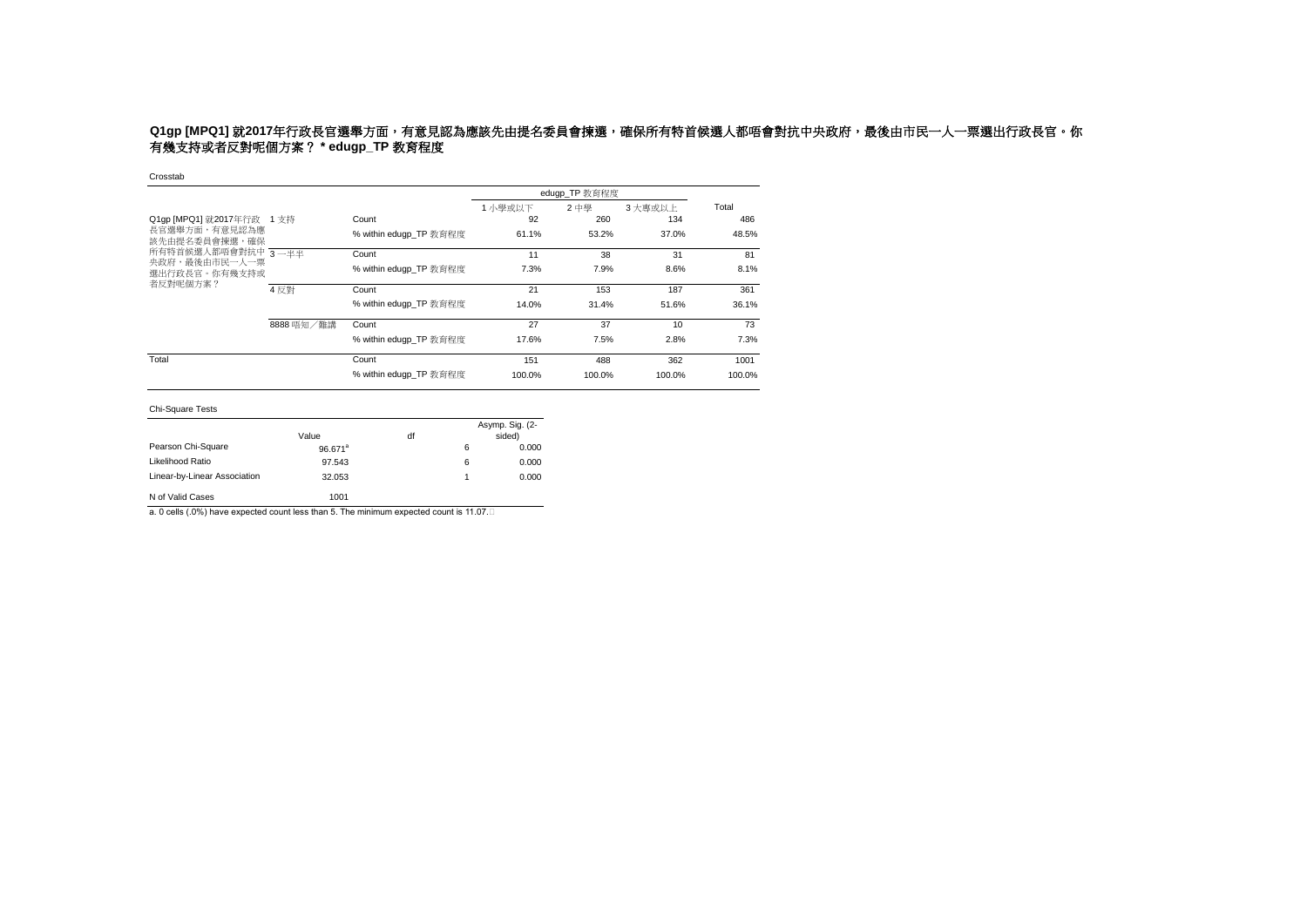**Q1gp [MPQ1] 就2017年行政長官選舉方面，有意見認為應該先由提名委員會揀選，確保所有特首候選人都唔會對抗中央政府，最後由市民一人一票選出行政長官。你有幾支持或者反對呢個方案？ * edugp_TP 教育程度**

Crosstab

| | | | edugp_TP 教育程度 | | | Total |
|---|---|---|---|---|---|---|
| | | | 1 小學或以下 | 2 中學 | 3 大專或以上 | |
| Q1gp [MPQ1] 就2017年行政長官選舉方面，有意見認為應該先由提名委員會揀選，確保所有特首候選人都唔會對抗中央政府，最後由市民一人一票選出行政長官。你有幾支持或者反對呢個方案？ | 1 支持 | Count | 92 | 260 | 134 | 486 |
| | | % within edugp_TP 教育程度 | 61.1% | 53.2% | 37.0% | 48.5% |
| | 3 一半半 | Count | 11 | 38 | 31 | 81 |
| | | % within edugp_TP 教育程度 | 7.3% | 7.9% | 8.6% | 8.1% |
| | 4 反對 | Count | 21 | 153 | 187 | 361 |
| | | % within edugp_TP 教育程度 | 14.0% | 31.4% | 51.6% | 36.1% |
| | 8888 唔知／難講 | Count | 27 | 37 | 10 | 73 |
| | | % within edugp_TP 教育程度 | 17.6% | 7.5% | 2.8% | 7.3% |
| Total | | Count | 151 | 488 | 362 | 1001 |
| | | % within edugp_TP 教育程度 | 100.0% | 100.0% | 100.0% | 100.0% |

Chi-Square Tests

| | Value | df | Asymp. Sig. (2-sided) |
|---|---|---|---|
| Pearson Chi-Square | 96.671[a] | 6 | 0.000 |
| Likelihood Ratio | 97.543 | 6 | 0.000 |
| Linear-by-Linear Association | 32.053 | 1 | 0.000 |
| N of Valid Cases | 1001 | | |

a. 0 cells (.0%) have expected count less than 5. The minimum expected count is 11.07.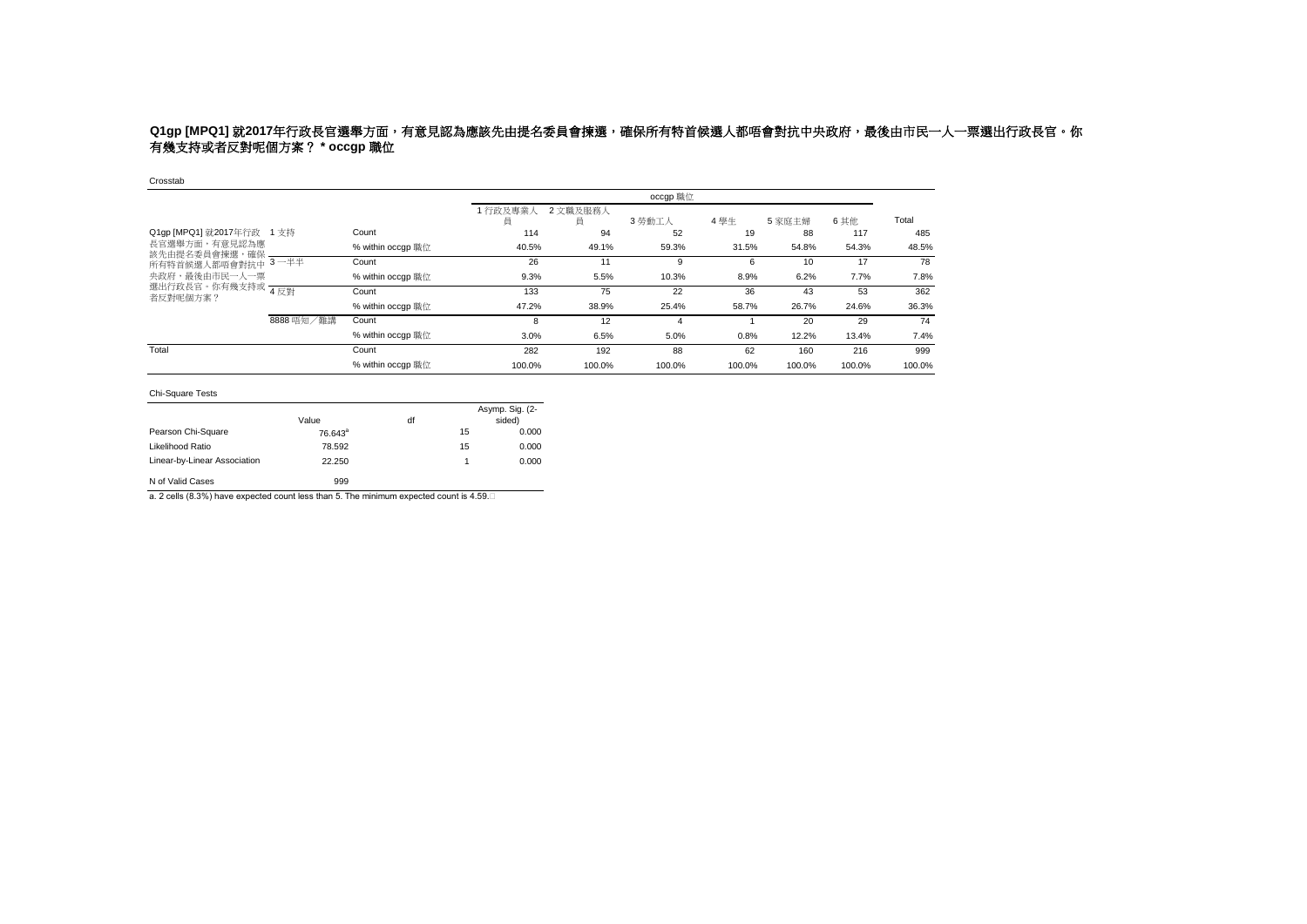**Q1gp [MPQ1] 就2017年行政長官選舉方面，有意見認為應該先由提名委員會揀選，確保所有特首候選人都唔會對抗中央政府，最後由市民一人一票選出行政長官。你有幾支持或者反對呢個方案？ * occgp 職位**

Crosstab

| | | | occgp 職位 | | | | | | |
|---|---|---|---|---|---|---|---|---|---|
| | | | 1 行政及專業人員 | 2 文職及服務人員 | 3 勞動工人 | 4 學生 | 5 家庭主婦 | 6 其他 | Total |
| Q1gp [MPQ1] 就2017年行政長官選舉方面，有意見認為應該先由提名委員會揀選，確保所有特首候選人都唔會對抗中央政府，最後由市民一人一票選出行政長官。你有幾支持或者反對呢個方案？ | 1 支持 | Count | 114 | 94 | 52 | 19 | 88 | 117 | 485 |
| | | % within occgp 職位 | 40.5% | 49.1% | 59.3% | 31.5% | 54.8% | 54.3% | 48.5% |
| | 3 一半半 | Count | 26 | 11 | 9 | 6 | 10 | 17 | 78 |
| | | % within occgp 職位 | 9.3% | 5.5% | 10.3% | 8.9% | 6.2% | 7.7% | 7.8% |
| | 4 反對 | Count | 133 | 75 | 22 | 36 | 43 | 53 | 362 |
| | | % within occgp 職位 | 47.2% | 38.9% | 25.4% | 58.7% | 26.7% | 24.6% | 36.3% |
| | 8888 唔知／難講 | Count | 8 | 12 | 4 | 1 | 20 | 29 | 74 |
| | | % within occgp 職位 | 3.0% | 6.5% | 5.0% | 0.8% | 12.2% | 13.4% | 7.4% |
| Total | | Count | 282 | 192 | 88 | 62 | 160 | 216 | 999 |
| | | % within occgp 職位 | 100.0% | 100.0% | 100.0% | 100.0% | 100.0% | 100.0% | 100.0% |

Chi-Square Tests

| | Value | df | Asymp. Sig. (2-sided) |
|---|---|---|---|
| Pearson Chi-Square | 76.643[a] | 15 | 0.000 |
| Likelihood Ratio | 78.592 | 15 | 0.000 |
| Linear-by-Linear Association | 22.250 | 1 | 0.000 |
| N of Valid Cases | 999 | | |

a. 2 cells (8.3%) have expected count less than 5. The minimum expected count is 4.59.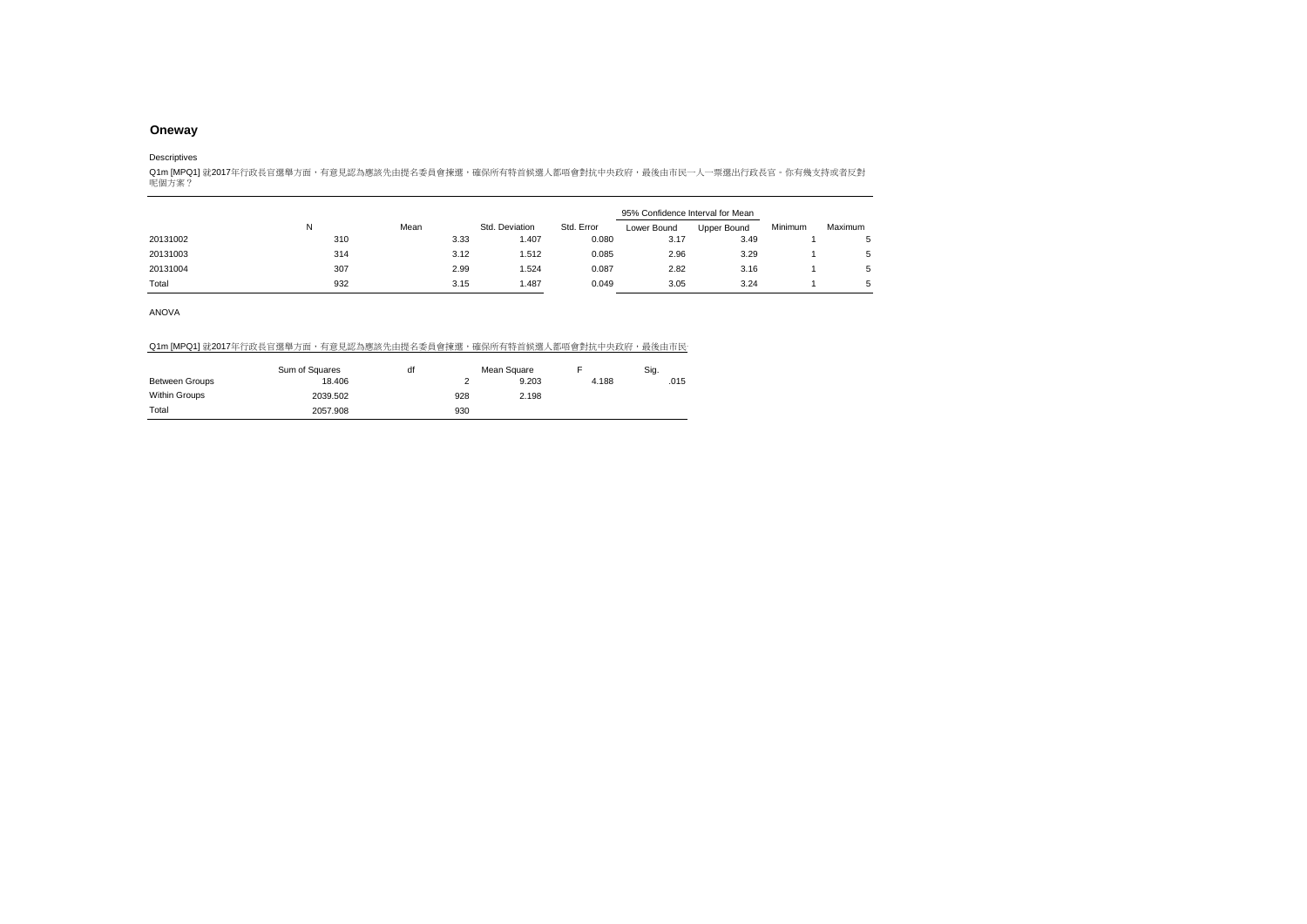## Oneway

Descriptives

Q1m [MPQ1] 就2017年行政長官選舉方面，有意見認為應該先由提名委員會揀選，確保所有特首候選人都唔會對抗中央政府，最後由市民一人一票選出行政長官。你有幾支持或者反對呢個方案？

| | N | Mean | Std. Deviation | Std. Error | 95% Confidence Interval for Mean | | Minimum | Maximum |
|---|---|---|---|---|---|---|---|---|
| | | | | | Lower Bound | Upper Bound | | |
| 20131002 | 310 | 3.33 | 1.407 | 0.080 | 3.17 | 3.49 | 1 | 5 |
| 20131003 | 314 | 3.12 | 1.512 | 0.085 | 2.96 | 3.29 | 1 | 5 |
| 20131004 | 307 | 2.99 | 1.524 | 0.087 | 2.82 | 3.16 | 1 | 5 |
| Total | 932 | 3.15 | 1.487 | 0.049 | 3.05 | 3.24 | 1 | 5 |

ANOVA

Q1m [MPQ1] 就2017年行政長官選舉方面，有意見認為應該先由提名委員會揀選，確保所有特首候選人都唔會對抗中央政府，最後由市民

| | Sum of Squares | df | Mean Square | F | Sig. |
|---|---|---|---|---|---|
| Between Groups | 18.406 | 2 | 9.203 | 4.188 | .015 |
| Within Groups | 2039.502 | 928 | 2.198 | | |
| Total | 2057.908 | 930 | | | |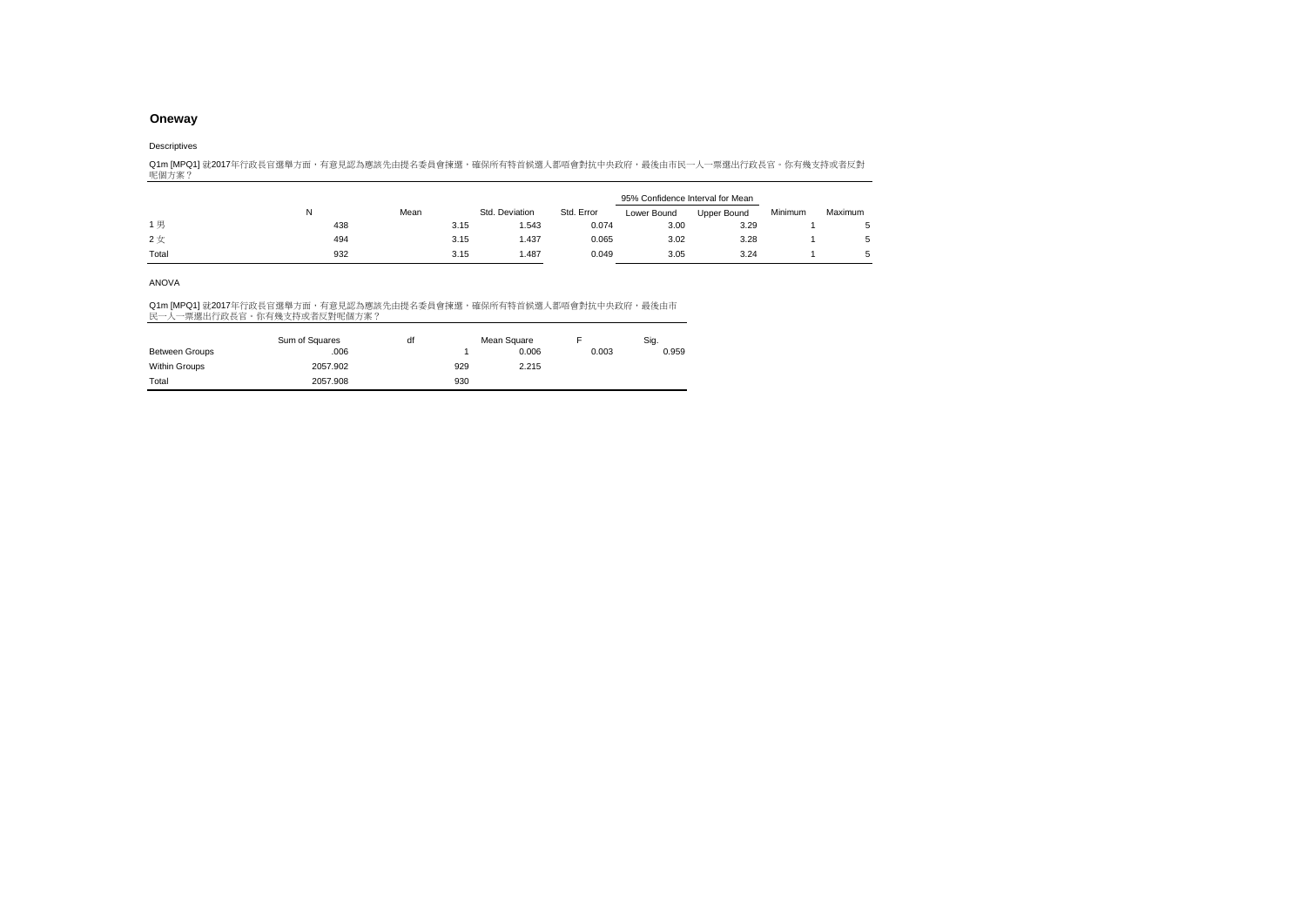## Oneway

Descriptives

Q1m [MPQ1] 就2017年行政長官選舉方面，有意見認為應該先由提名委員會揀選，確保所有特首候選人都唔會對抗中央政府，最後由市民一人一票選出行政長官。你有幾支持或者反對呢個方案？

| | N | Mean | Std. Deviation | Std. Error | 95% Confidence Interval for Mean | | Minimum | Maximum |
|---|---|---|---|---|---|---|---|---|
| | | | | | Lower Bound | Upper Bound | | |
| 1 男 | 438 | 3.15 | 1.543 | 0.074 | 3.00 | 3.29 | 1 | 5 |
| 2 女 | 494 | 3.15 | 1.437 | 0.065 | 3.02 | 3.28 | 1 | 5 |
| Total | 932 | 3.15 | 1.487 | 0.049 | 3.05 | 3.24 | 1 | 5 |

ANOVA

Q1m [MPQ1] 就2017年行政長官選舉方面，有意見認為應該先由提名委員會揀選，確保所有特首候選人都唔會對抗中央政府，最後由市民一人一票選出行政長官。你有幾支持或者反對呢個方案？

| | Sum of Squares | df | Mean Square | F | Sig. |
|---|---|---|---|---|---|
| Between Groups | .006 | 1 | 0.006 | 0.003 | 0.959 |
| Within Groups | 2057.902 | 929 | 2.215 | | |
| Total | 2057.908 | 930 | | | |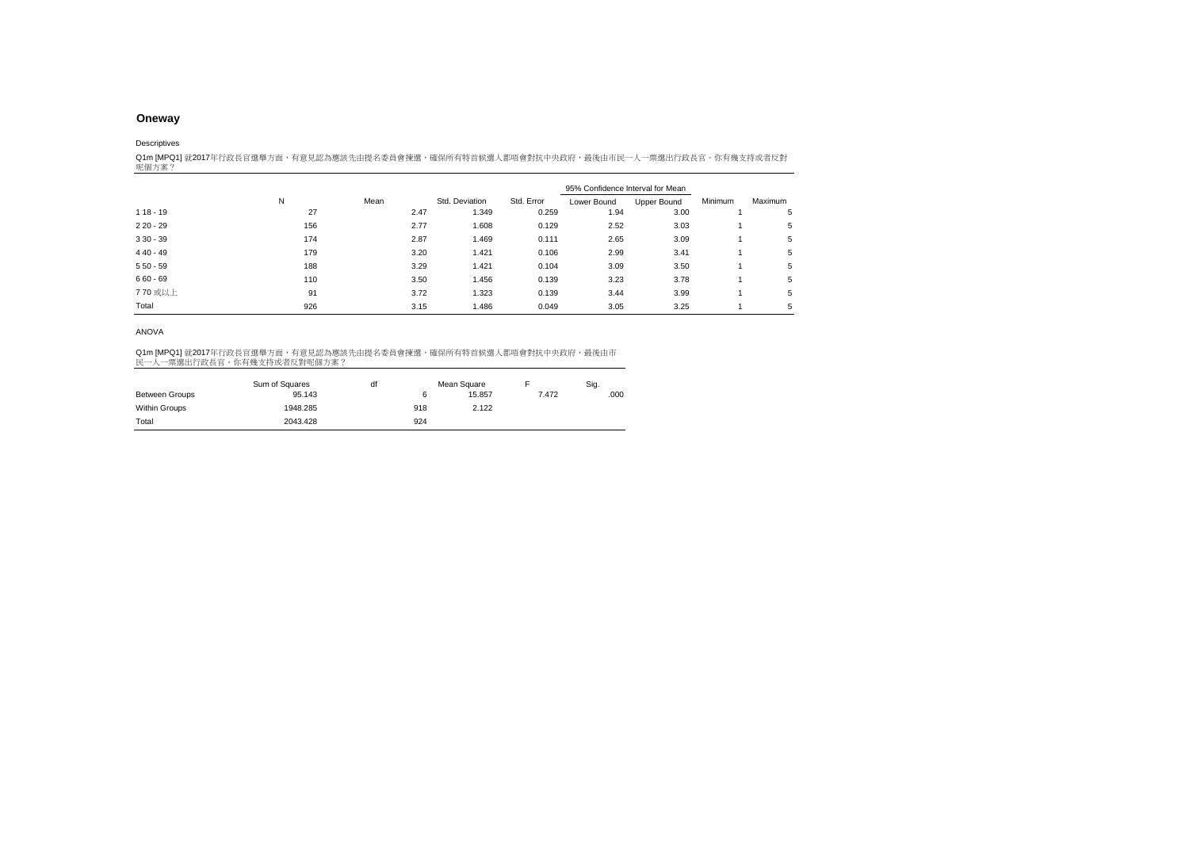## Oneway

Descriptives

Q1m [MPQ1] 就2017年行政長官選舉方面，有意見認為應該先由提名委員會揀選，確保所有特首候選人都唔會對抗中央政府，最後由市民一人一票選出行政長官。你有幾支持或者反對呢個方案？

| | N | Mean | Std. Deviation | Std. Error | 95% Confidence Interval for Mean | | Minimum | Maximum |
|---|---|---|---|---|---|---|---|---|
| | | | | | Lower Bound | Upper Bound | | |
| 1 18 - 19 | 27 | 2.47 | 1.349 | 0.259 | 1.94 | 3.00 | 1 | 5 |
| 2 20 - 29 | 156 | 2.77 | 1.608 | 0.129 | 2.52 | 3.03 | 1 | 5 |
| 3 30 - 39 | 174 | 2.87 | 1.469 | 0.111 | 2.65 | 3.09 | 1 | 5 |
| 4 40 - 49 | 179 | 3.20 | 1.421 | 0.106 | 2.99 | 3.41 | 1 | 5 |
| 5 50 - 59 | 188 | 3.29 | 1.421 | 0.104 | 3.09 | 3.50 | 1 | 5 |
| 6 60 - 69 | 110 | 3.50 | 1.456 | 0.139 | 3.23 | 3.78 | 1 | 5 |
| 7 70 或以上 | 91 | 3.72 | 1.323 | 0.139 | 3.44 | 3.99 | 1 | 5 |
| Total | 926 | 3.15 | 1.486 | 0.049 | 3.05 | 3.25 | 1 | 5 |

ANOVA

Q1m [MPQ1] 就2017年行政長官選舉方面，有意見認為應該先由提名委員會揀選，確保所有特首候選人都唔會對抗中央政府，最後由市民一人一票選出行政長官。你有幾支持或者反對呢個方案？

| | Sum of Squares | df | Mean Square | F | Sig. |
|---|---|---|---|---|---|
| Between Groups | 95.143 | 6 | 15.857 | 7.472 | .000 |
| Within Groups | 1948.285 | 918 | 2.122 | | |
| Total | 2043.428 | 924 | | | |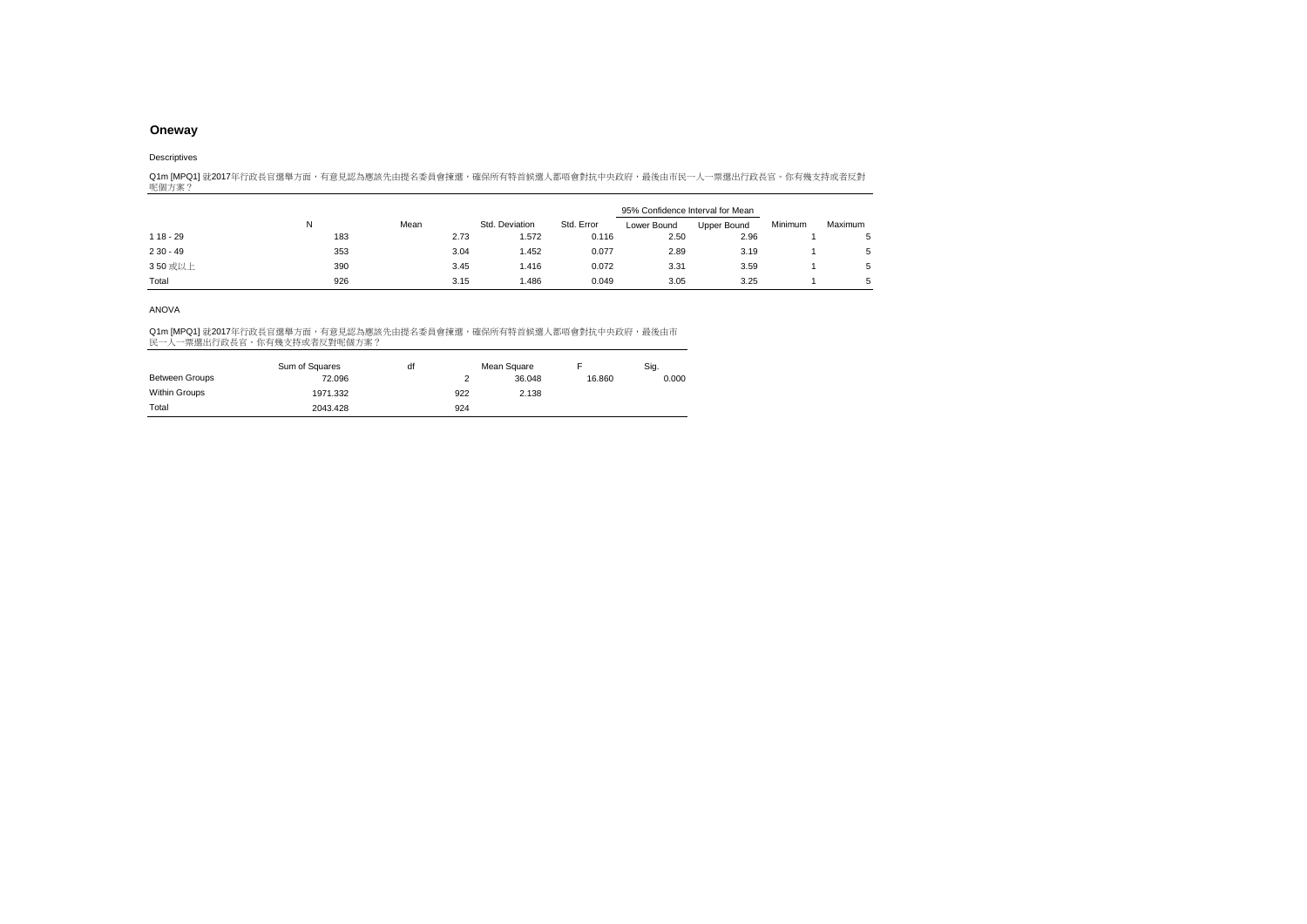## Oneway

Descriptives

Q1m [MPQ1] 就2017年行政長官選舉方面，有意見認為應該先由提名委員會揀選，確保所有特首候選人都唔會對抗中央政府，最後由市民一人一票選出行政長官。你有幾支持或者反對呢個方案？

| | N | Mean | Std. Deviation | Std. Error | 95% Confidence Interval for Mean | | Minimum | Maximum |
|---|---|---|---|---|---|---|---|---|
| | | | | | Lower Bound | Upper Bound | | |
| 1 18 - 29 | 183 | 2.73 | 1.572 | 0.116 | 2.50 | 2.96 | 1 | 5 |
| 2 30 - 49 | 353 | 3.04 | 1.452 | 0.077 | 2.89 | 3.19 | 1 | 5 |
| 3 50 或以上 | 390 | 3.45 | 1.416 | 0.072 | 3.31 | 3.59 | 1 | 5 |
| Total | 926 | 3.15 | 1.486 | 0.049 | 3.05 | 3.25 | 1 | 5 |

ANOVA

Q1m [MPQ1] 就2017年行政長官選舉方面，有意見認為應該先由提名委員會揀選，確保所有特首候選人都唔會對抗中央政府，最後由市民一人一票選出行政長官。你有幾支持或者反對呢個方案？

| | Sum of Squares | df | Mean Square | F | Sig. |
|---|---|---|---|---|---|
| Between Groups | 72.096 | 2 | 36.048 | 16.860 | 0.000 |
| Within Groups | 1971.332 | 922 | 2.138 | | |
| Total | 2043.428 | 924 | | | |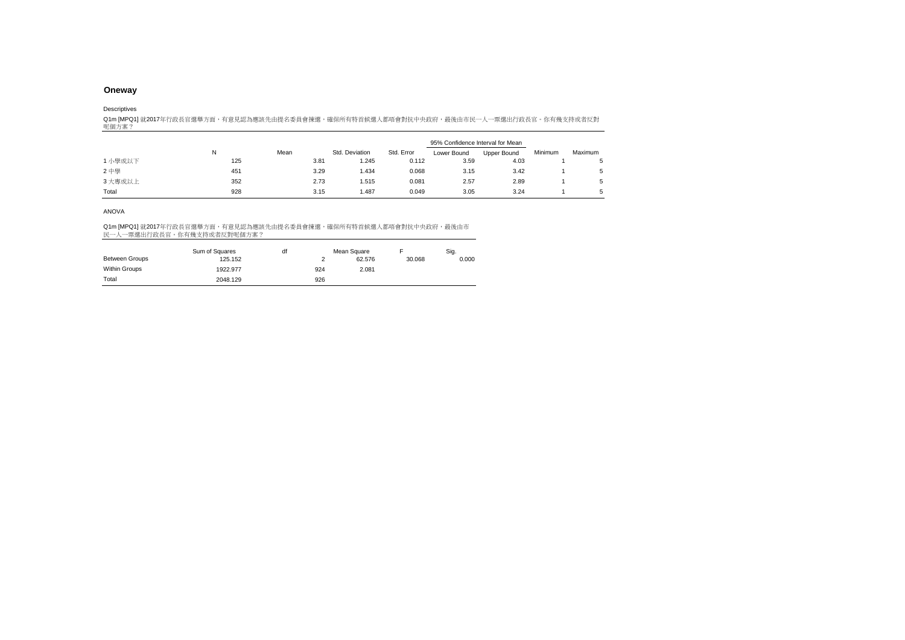## Oneway

Descriptives

Q1m [MPQ1] 就2017年行政長官選舉方面，有意見認為應該先由提名委員會揀選，確保所有特首候選人都唔會對抗中央政府，最後由市民一人一票選出行政長官。你有幾支持或者反對呢個方案？

| | N | Mean | Std. Deviation | Std. Error | 95% Confidence Interval for Mean | | Minimum | Maximum |
|---|---|---|---|---|---|---|---|---|
| | | | | | Lower Bound | Upper Bound | | |
| 1 小學或以下 | 125 | 3.81 | 1.245 | 0.112 | 3.59 | 4.03 | 1 | 5 |
| 2 中學 | 451 | 3.29 | 1.434 | 0.068 | 3.15 | 3.42 | 1 | 5 |
| 3 大專或以上 | 352 | 2.73 | 1.515 | 0.081 | 2.57 | 2.89 | 1 | 5 |
| Total | 928 | 3.15 | 1.487 | 0.049 | 3.05 | 3.24 | 1 | 5 |

ANOVA

Q1m [MPQ1] 就2017年行政長官選舉方面，有意見認為應該先由提名委員會揀選，確保所有特首候選人都唔會對抗中央政府，最後由市民一人一票選出行政長官。你有幾支持或者反對呢個方案？

| | Sum of Squares | df | Mean Square | F | Sig. |
|---|---|---|---|---|---|
| Between Groups | 125.152 | 2 | 62.576 | 30.068 | 0.000 |
| Within Groups | 1922.977 | 924 | 2.081 | | |
| Total | 2048.129 | 926 | | | |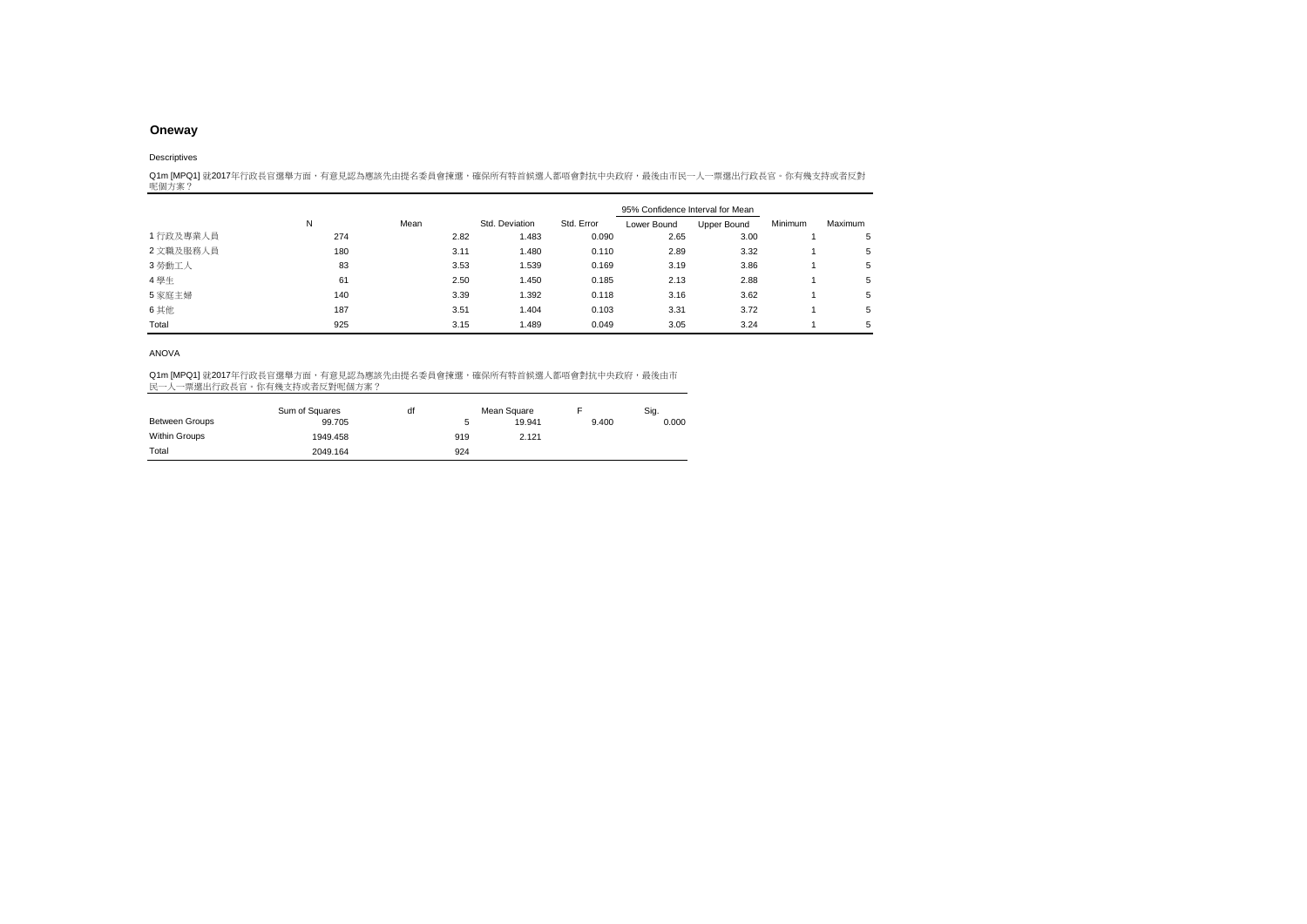## Oneway

Descriptives

Q1m [MPQ1] 就2017年行政長官選舉方面，有意見認為應該先由提名委員會揀選，確保所有特首候選人都唔會對抗中央政府，最後由市民一人一票選出行政長官。你有幾支持或者反對呢個方案？

| | N | Mean | Std. Deviation | Std. Error | 95% Confidence Interval for Mean | | Minimum | Maximum |
|---|---|---|---|---|---|---|---|---|
| | | | | | Lower Bound | Upper Bound | | |
| 1 行政及專業人員 | 274 | 2.82 | 1.483 | 0.090 | 2.65 | 3.00 | 1 | 5 |
| 2 文職及服務人員 | 180 | 3.11 | 1.480 | 0.110 | 2.89 | 3.32 | 1 | 5 |
| 3 勞動工人 | 83 | 3.53 | 1.539 | 0.169 | 3.19 | 3.86 | 1 | 5 |
| 4 學生 | 61 | 2.50 | 1.450 | 0.185 | 2.13 | 2.88 | 1 | 5 |
| 5 家庭主婦 | 140 | 3.39 | 1.392 | 0.118 | 3.16 | 3.62 | 1 | 5 |
| 6 其他 | 187 | 3.51 | 1.404 | 0.103 | 3.31 | 3.72 | 1 | 5 |
| Total | 925 | 3.15 | 1.489 | 0.049 | 3.05 | 3.24 | 1 | 5 |

ANOVA

Q1m [MPQ1] 就2017年行政長官選舉方面，有意見認為應該先由提名委員會揀選，確保所有特首候選人都唔會對抗中央政府，最後由市民一人一票選出行政長官。你有幾支持或者反對呢個方案？

| | Sum of Squares | df | Mean Square | F | Sig. |
|---|---|---|---|---|---|
| Between Groups | 99.705 | 5 | 19.941 | 9.400 | 0.000 |
| Within Groups | 1949.458 | 919 | 2.121 | | |
| Total | 2049.164 | 924 | | | |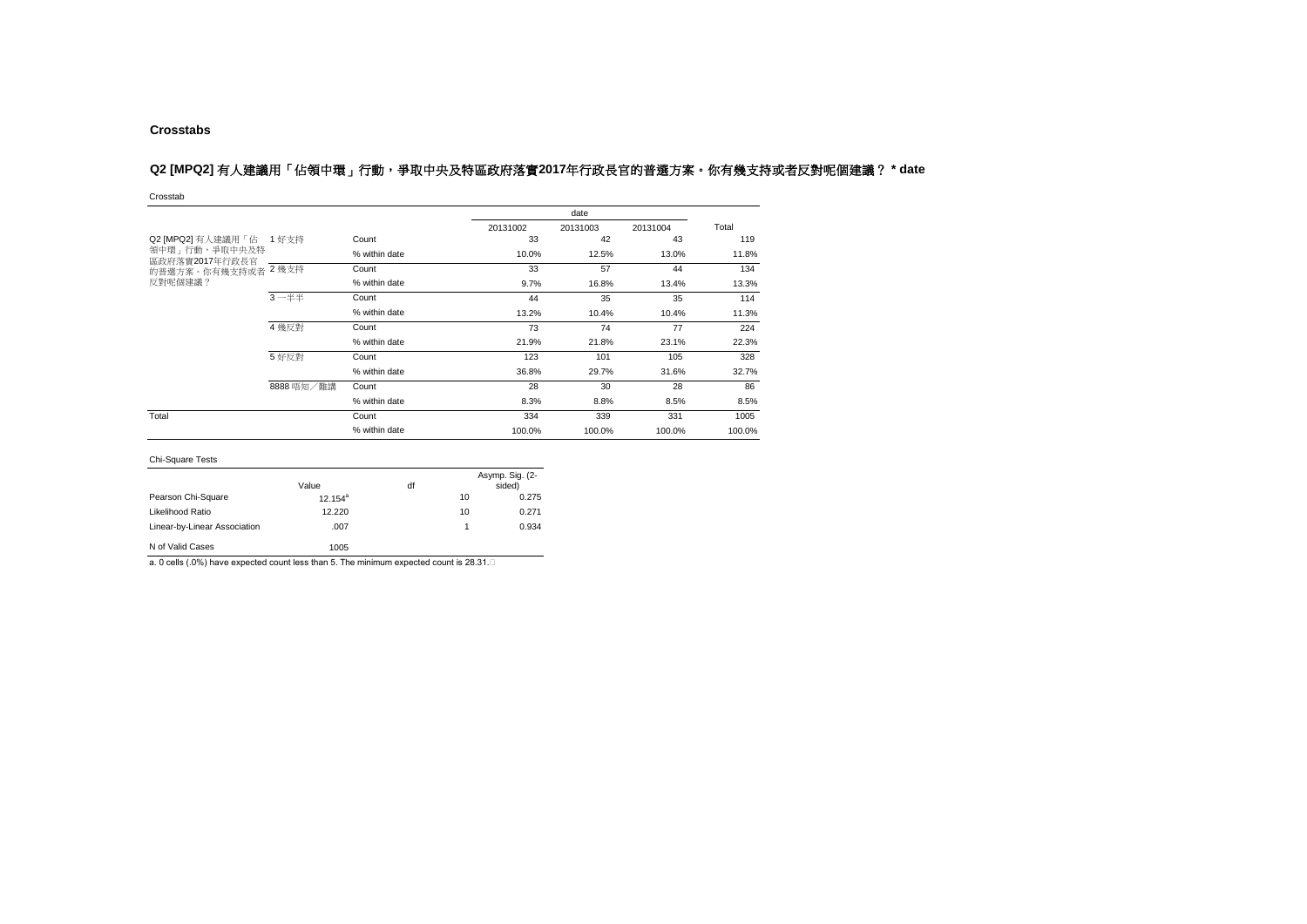**Crosstabs**

### Q2 [MPQ2] 有人建議用「佔領中環」行動，爭取中央及特區政府落實2017年行政長官的普選方案。你有幾支持或者反對呢個建議？ * date

Crosstab

| | | | date | | | Total |
|---|---|---|---|---|---|---|
| | | | 20131002 | 20131003 | 20131004 | |
| Q2 [MPQ2] 有人建議用「佔領中環」行動，爭取中央及特區政府落實2017年行政長官的普選方案。你有幾支持或者反對呢個建議？ | 1 好支持 | Count | 33 | 42 | 43 | 119 |
| | | % within date | 10.0% | 12.5% | 13.0% | 11.8% |
| | 2 幾支持 | Count | 33 | 57 | 44 | 134 |
| | | % within date | 9.7% | 16.8% | 13.4% | 13.3% |
| | 3 一半半 | Count | 44 | 35 | 35 | 114 |
| | | % within date | 13.2% | 10.4% | 10.4% | 11.3% |
| | 4 幾反對 | Count | 73 | 74 | 77 | 224 |
| | | % within date | 21.9% | 21.8% | 23.1% | 22.3% |
| | 5 好反對 | Count | 123 | 101 | 105 | 328 |
| | | % within date | 36.8% | 29.7% | 31.6% | 32.7% |
| | 8888 唔知／難講 | Count | 28 | 30 | 28 | 86 |
| | | % within date | 8.3% | 8.8% | 8.5% | 8.5% |
| Total | | Count | 334 | 339 | 331 | 1005 |
| | | % within date | 100.0% | 100.0% | 100.0% | 100.0% |

Chi-Square Tests

| | Value | df | Asymp. Sig. (2-sided) |
|---|---|---|---|
| Pearson Chi-Square | 12.154[a] | 10 | 0.275 |
| Likelihood Ratio | 12.220 | 10 | 0.271 |
| Linear-by-Linear Association | .007 | 1 | 0.934 |
| N of Valid Cases | 1005 | | |

a. 0 cells (.0%) have expected count less than 5. The minimum expected count is 28.31.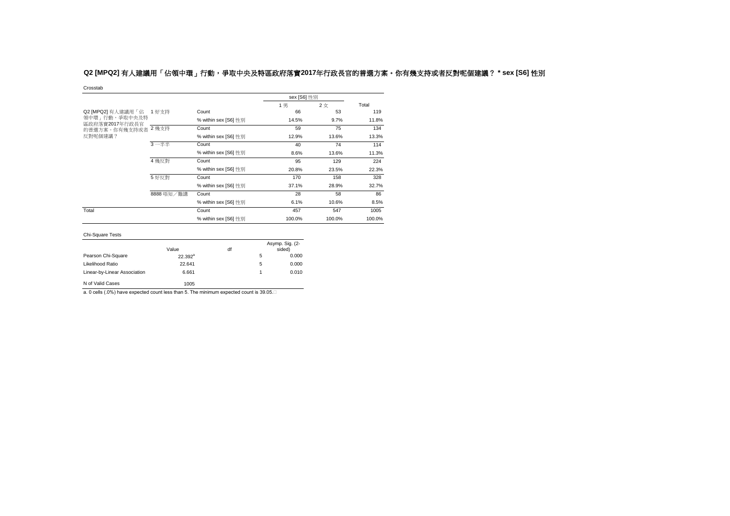**Q2 [MPQ2] 有人建議用「佔領中環」行動，爭取中央及特區政府落實2017年行政長官的普選方案。你有幾支持或者反對呢個建議？ * sex [S6] 性別**

Crosstab

| | | | sex [S6] 性別 | | |
|---|---|---|---|---|---|
| | | | 1 男 | 2 女 | Total |
| Q2 [MPQ2] 有人建議用「佔領中環」行動，爭取中央及特區政府落實2017年行政長官的普選方案。你有幾支持或者反對呢個建議？ | 1 好支持 | Count | 66 | 53 | 119 |
| | | % within sex [S6] 性別 | 14.5% | 9.7% | 11.8% |
| | 2 幾支持 | Count | 59 | 75 | 134 |
| | | % within sex [S6] 性別 | 12.9% | 13.6% | 13.3% |
| | 3 一半半 | Count | 40 | 74 | 114 |
| | | % within sex [S6] 性別 | 8.6% | 13.6% | 11.3% |
| | 4 幾反對 | Count | 95 | 129 | 224 |
| | | % within sex [S6] 性別 | 20.8% | 23.5% | 22.3% |
| | 5 好反對 | Count | 170 | 158 | 328 |
| | | % within sex [S6] 性別 | 37.1% | 28.9% | 32.7% |
| | 8888 唔知／難講 | Count | 28 | 58 | 86 |
| | | % within sex [S6] 性別 | 6.1% | 10.6% | 8.5% |
| Total | | Count | 457 | 547 | 1005 |
| | | % within sex [S6] 性別 | 100.0% | 100.0% | 100.0% |

Chi-Square Tests

| | Value | df | Asymp. Sig. (2-sided) |
|---|---|---|---|
| Pearson Chi-Square | 22.392[a] | 5 | 0.000 |
| Likelihood Ratio | 22.641 | 5 | 0.000 |
| Linear-by-Linear Association | 6.661 | 1 | 0.010 |
| N of Valid Cases | 1005 | | |

a. 0 cells (.0%) have expected count less than 5. The minimum expected count is 39.05.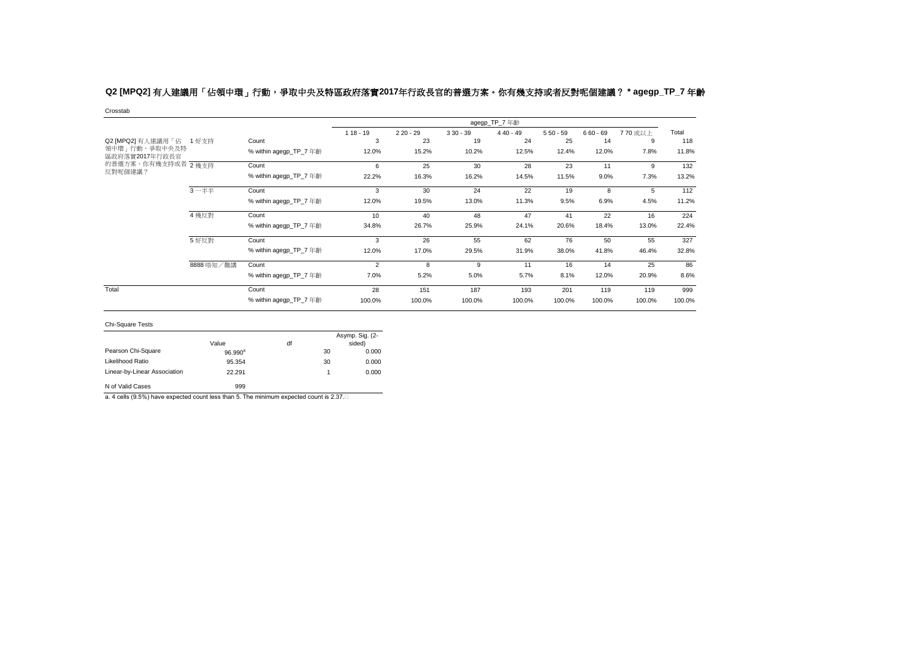## Q2 [MPQ2] 有人建議用「佔領中環」行動，爭取中央及特區政府落實2017年行政長官的普選方案。你有幾支持或者反對呢個建議？ * agegp_TP_7 年齡

Crosstab

| | | | agegp_TP_7 年齡 | | | | | | | Total |
|---|---|---|---|---|---|---|---|---|---|---|
| | | | 1 18 - 19 | 2 20 - 29 | 3 30 - 39 | 4 40 - 49 | 5 50 - 59 | 6 60 - 69 | 7 70 或以上 | |
| Q2 [MPQ2] 有人建議用「佔領中環」行動，爭取中央及特區政府落實2017年行政長官的普選方案。你有幾支持或者反對呢個建議？ | 1 好支持 | Count | 3 | 23 | 19 | 24 | 25 | 14 | 9 | 118 |
| | | % within agegp_TP_7 年齡 | 12.0% | 15.2% | 10.2% | 12.5% | 12.4% | 12.0% | 7.8% | 11.8% |
| | 2 幾支持 | Count | 6 | 25 | 30 | 28 | 23 | 11 | 9 | 132 |
| | | % within agegp_TP_7 年齡 | 22.2% | 16.3% | 16.2% | 14.5% | 11.5% | 9.0% | 7.3% | 13.2% |
| | 3 一半半 | Count | 3 | 30 | 24 | 22 | 19 | 8 | 5 | 112 |
| | | % within agegp_TP_7 年齡 | 12.0% | 19.5% | 13.0% | 11.3% | 9.5% | 6.9% | 4.5% | 11.2% |
| | 4 幾反對 | Count | 10 | 40 | 48 | 47 | 41 | 22 | 16 | 224 |
| | | % within agegp_TP_7 年齡 | 34.8% | 26.7% | 25.9% | 24.1% | 20.6% | 18.4% | 13.0% | 22.4% |
| | 5 好反對 | Count | 3 | 26 | 55 | 62 | 76 | 50 | 55 | 327 |
| | | % within agegp_TP_7 年齡 | 12.0% | 17.0% | 29.5% | 31.9% | 38.0% | 41.8% | 46.4% | 32.8% |
| | 8888 唔知／難講 | Count | 2 | 8 | 9 | 11 | 16 | 14 | 25 | 86 |
| | | % within agegp_TP_7 年齡 | 7.0% | 5.2% | 5.0% | 5.7% | 8.1% | 12.0% | 20.9% | 8.6% |
| Total | | Count | 28 | 151 | 187 | 193 | 201 | 119 | 119 | 999 |
| | | % within agegp_TP_7 年齡 | 100.0% | 100.0% | 100.0% | 100.0% | 100.0% | 100.0% | 100.0% | 100.0% |

Chi-Square Tests

| | Value | df | Asymp. Sig. (2-sided) |
|---|---|---|---|
| Pearson Chi-Square | 96.990[a] | 30 | 0.000 |
| Likelihood Ratio | 95.354 | 30 | 0.000 |
| Linear-by-Linear Association | 22.291 | 1 | 0.000 |
| N of Valid Cases | 999 | | |

a. 4 cells (9.5%) have expected count less than 5. The minimum expected count is 2.37.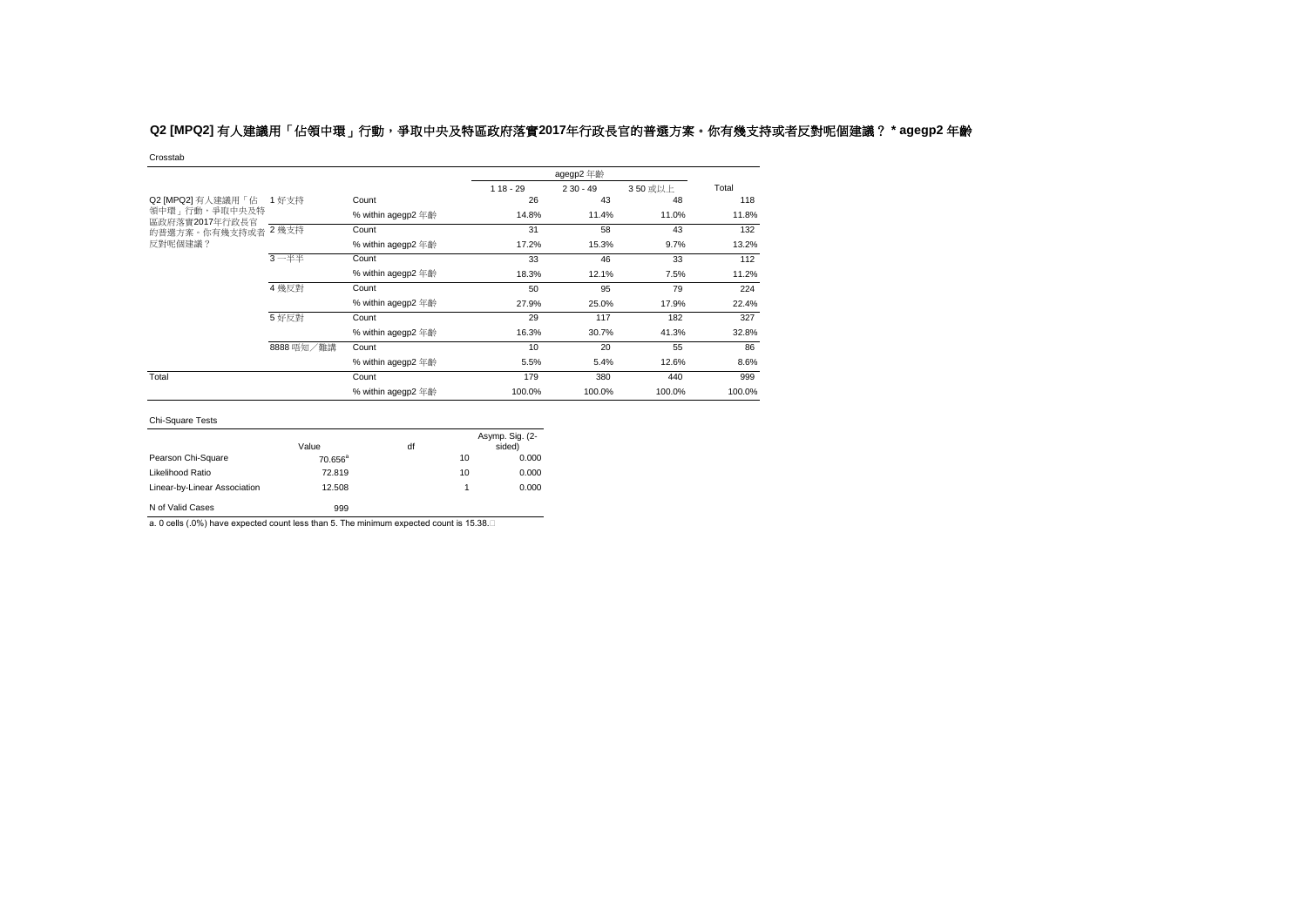## Q2 [MPQ2] 有人建議用「佔領中環」行動，爭取中央及特區政府落實2017年行政長官的普選方案。你有幾支持或者反對呢個建議？ * agegp2 年齡

Crosstab

| | | | agegp2 年齡 | | | Total |
|---|---|---|---|---|---|---|
| | | | 1 18 - 29 | 2 30 - 49 | 3 50 或以上 | |
| Q2 [MPQ2] 有人建議用「佔領中環」行動，爭取中央及特區政府落實2017年行政長官的普選方案。你有幾支持或者反對呢個建議？ | 1 好支持 | Count | 26 | 43 | 48 | 118 |
| | | % within agegp2 年齡 | 14.8% | 11.4% | 11.0% | 11.8% |
| | 2 幾支持 | Count | 31 | 58 | 43 | 132 |
| | | % within agegp2 年齡 | 17.2% | 15.3% | 9.7% | 13.2% |
| | 3 一半半 | Count | 33 | 46 | 33 | 112 |
| | | % within agegp2 年齡 | 18.3% | 12.1% | 7.5% | 11.2% |
| | 4 幾反對 | Count | 50 | 95 | 79 | 224 |
| | | % within agegp2 年齡 | 27.9% | 25.0% | 17.9% | 22.4% |
| | 5 好反對 | Count | 29 | 117 | 182 | 327 |
| | | % within agegp2 年齡 | 16.3% | 30.7% | 41.3% | 32.8% |
| | 8888 唔知／難講 | Count | 10 | 20 | 55 | 86 |
| | | % within agegp2 年齡 | 5.5% | 5.4% | 12.6% | 8.6% |
| Total | | Count | 179 | 380 | 440 | 999 |
| | | % within agegp2 年齡 | 100.0% | 100.0% | 100.0% | 100.0% |

Chi-Square Tests

| | Value | df | Asymp. Sig. (2-sided) |
|---|---|---|---|
| Pearson Chi-Square | 70.656[a] | 10 | 0.000 |
| Likelihood Ratio | 72.819 | 10 | 0.000 |
| Linear-by-Linear Association | 12.508 | 1 | 0.000 |
| N of Valid Cases | 999 | | |

a. 0 cells (.0%) have expected count less than 5. The minimum expected count is 15.38.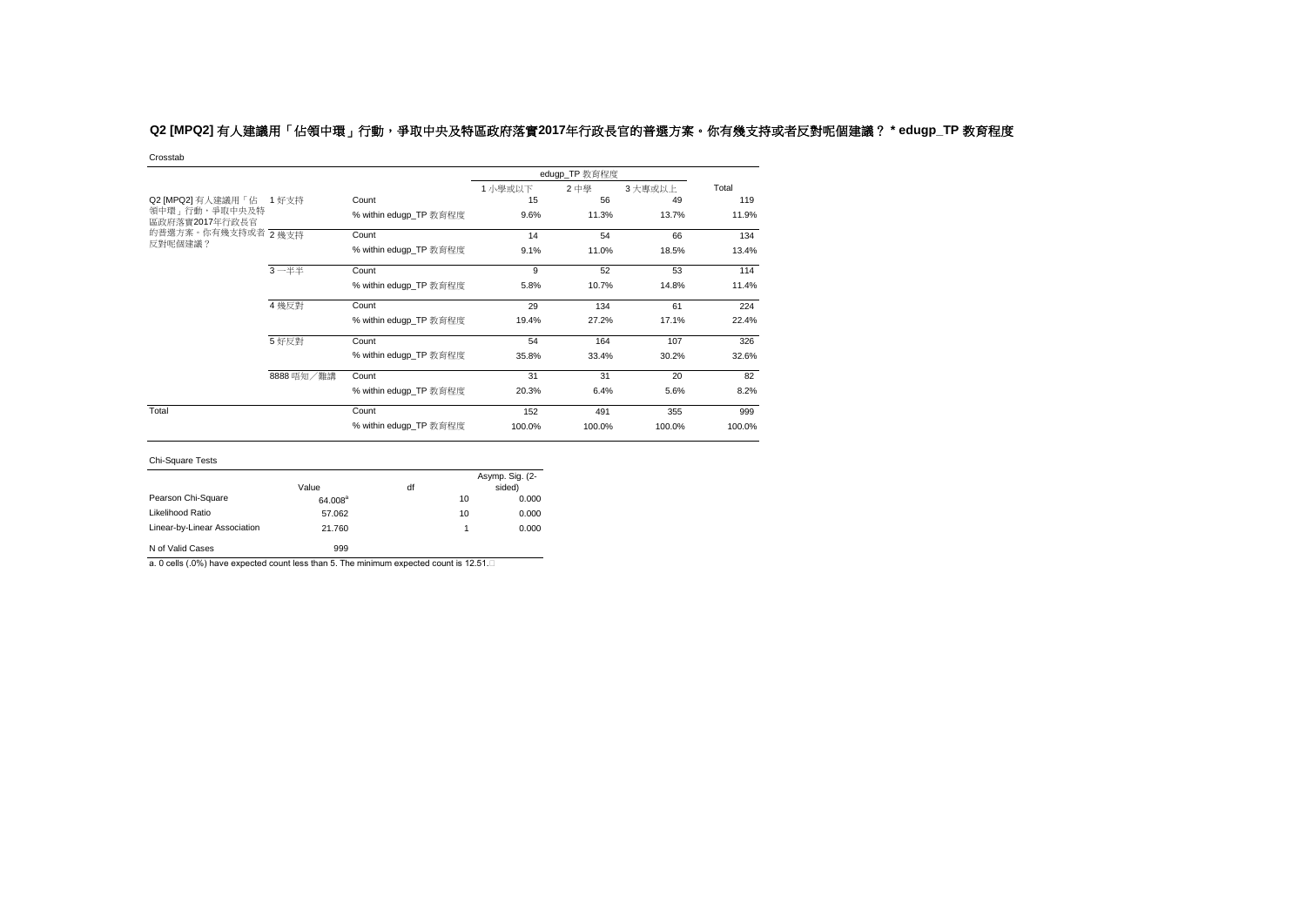### Q2 [MPQ2] 有人建議用「佔領中環」行動，爭取中央及特區政府落實2017年行政長官的普選方案。你有幾支持或者反對呢個建議？ * edugp_TP 教育程度

Crosstab

| | | | edugp_TP 教育程度 | | | Total |
|---|---|---|---|---|---|---|
| | | | 1 小學或以下 | 2 中學 | 3 大專或以上 | |
| Q2 [MPQ2] 有人建議用「佔領中環」行動，爭取中央及特區政府落實2017年行政長官的普選方案。你有幾支持或者反對呢個建議？ | 1 好支持 | Count | 15 | 56 | 49 | 119 |
| | | % within edugp_TP 教育程度 | 9.6% | 11.3% | 13.7% | 11.9% |
| | 2 幾支持 | Count | 14 | 54 | 66 | 134 |
| | | % within edugp_TP 教育程度 | 9.1% | 11.0% | 18.5% | 13.4% |
| | 3 一半半 | Count | 9 | 52 | 53 | 114 |
| | | % within edugp_TP 教育程度 | 5.8% | 10.7% | 14.8% | 11.4% |
| | 4 幾反對 | Count | 29 | 134 | 61 | 224 |
| | | % within edugp_TP 教育程度 | 19.4% | 27.2% | 17.1% | 22.4% |
| | 5 好反對 | Count | 54 | 164 | 107 | 326 |
| | | % within edugp_TP 教育程度 | 35.8% | 33.4% | 30.2% | 32.6% |
| | 8888 唔知／難講 | Count | 31 | 31 | 20 | 82 |
| | | % within edugp_TP 教育程度 | 20.3% | 6.4% | 5.6% | 8.2% |
| Total | | Count | 152 | 491 | 355 | 999 |
| | | % within edugp_TP 教育程度 | 100.0% | 100.0% | 100.0% | 100.0% |

Chi-Square Tests

| | Value | df | Asymp. Sig. (2-sided) |
|---|---|---|---|
| Pearson Chi-Square | 64.008[a] | 10 | 0.000 |
| Likelihood Ratio | 57.062 | 10 | 0.000 |
| Linear-by-Linear Association | 21.760 | 1 | 0.000 |
| N of Valid Cases | 999 | | |

a. 0 cells (.0%) have expected count less than 5. The minimum expected count is 12.51.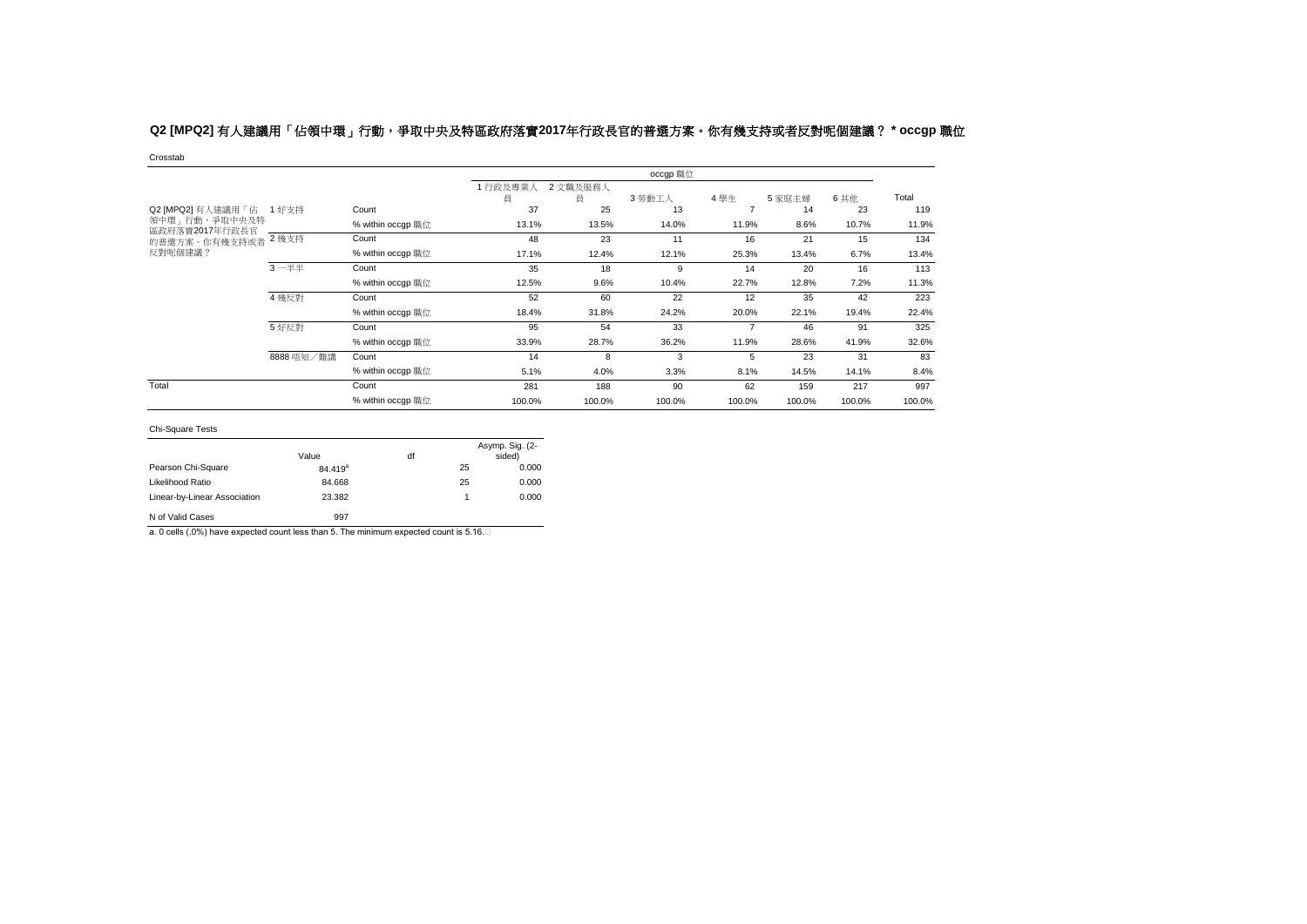## Q2 [MPQ2] 有人建議用「佔領中環」行動，爭取中央及特區政府落實2017年行政長官的普選方案。你有幾支持或者反對呢個建議？ * occgp 職位

Crosstab

| | | | occgp 職位 | | | | | | |
|---|---|---|---|---|---|---|---|---|---|
| | | | 1 行政及專業人員 | 2 文職及服務人員 | 3 勞動工人 | 4 學生 | 5 家庭主婦 | 6 其他 | Total |
| Q2 [MPQ2] 有人建議用「佔領中環」行動，爭取中央及特區政府落實2017年行政長官的普選方案。你有幾支持或者反對呢個建議？ | 1 好支持 | Count | 37 | 25 | 13 | 7 | 14 | 23 | 119 |
| | | % within occgp 職位 | 13.1% | 13.5% | 14.0% | 11.9% | 8.6% | 10.7% | 11.9% |
| | 2 幾支持 | Count | 48 | 23 | 11 | 16 | 21 | 15 | 134 |
| | | % within occgp 職位 | 17.1% | 12.4% | 12.1% | 25.3% | 13.4% | 6.7% | 13.4% |
| | 3 一半半 | Count | 35 | 18 | 9 | 14 | 20 | 16 | 113 |
| | | % within occgp 職位 | 12.5% | 9.6% | 10.4% | 22.7% | 12.8% | 7.2% | 11.3% |
| | 4 幾反對 | Count | 52 | 60 | 22 | 12 | 35 | 42 | 223 |
| | | % within occgp 職位 | 18.4% | 31.8% | 24.2% | 20.0% | 22.1% | 19.4% | 22.4% |
| | 5 好反對 | Count | 95 | 54 | 33 | 7 | 46 | 91 | 325 |
| | | % within occgp 職位 | 33.9% | 28.7% | 36.2% | 11.9% | 28.6% | 41.9% | 32.6% |
| | 8888 唔知／難講 | Count | 14 | 8 | 3 | 5 | 23 | 31 | 83 |
| | | % within occgp 職位 | 5.1% | 4.0% | 3.3% | 8.1% | 14.5% | 14.1% | 8.4% |
| Total | | Count | 281 | 188 | 90 | 62 | 159 | 217 | 997 |
| | | % within occgp 職位 | 100.0% | 100.0% | 100.0% | 100.0% | 100.0% | 100.0% | 100.0% |

Chi-Square Tests

| | Value | df | Asymp. Sig. (2-sided) |
|---|---|---|---|
| Pearson Chi-Square | 84.419[a] | 25 | 0.000 |
| Likelihood Ratio | 84.668 | 25 | 0.000 |
| Linear-by-Linear Association | 23.382 | 1 | 0.000 |
| N of Valid Cases | 997 | | |

a. 0 cells (.0%) have expected count less than 5. The minimum expected count is 5.16.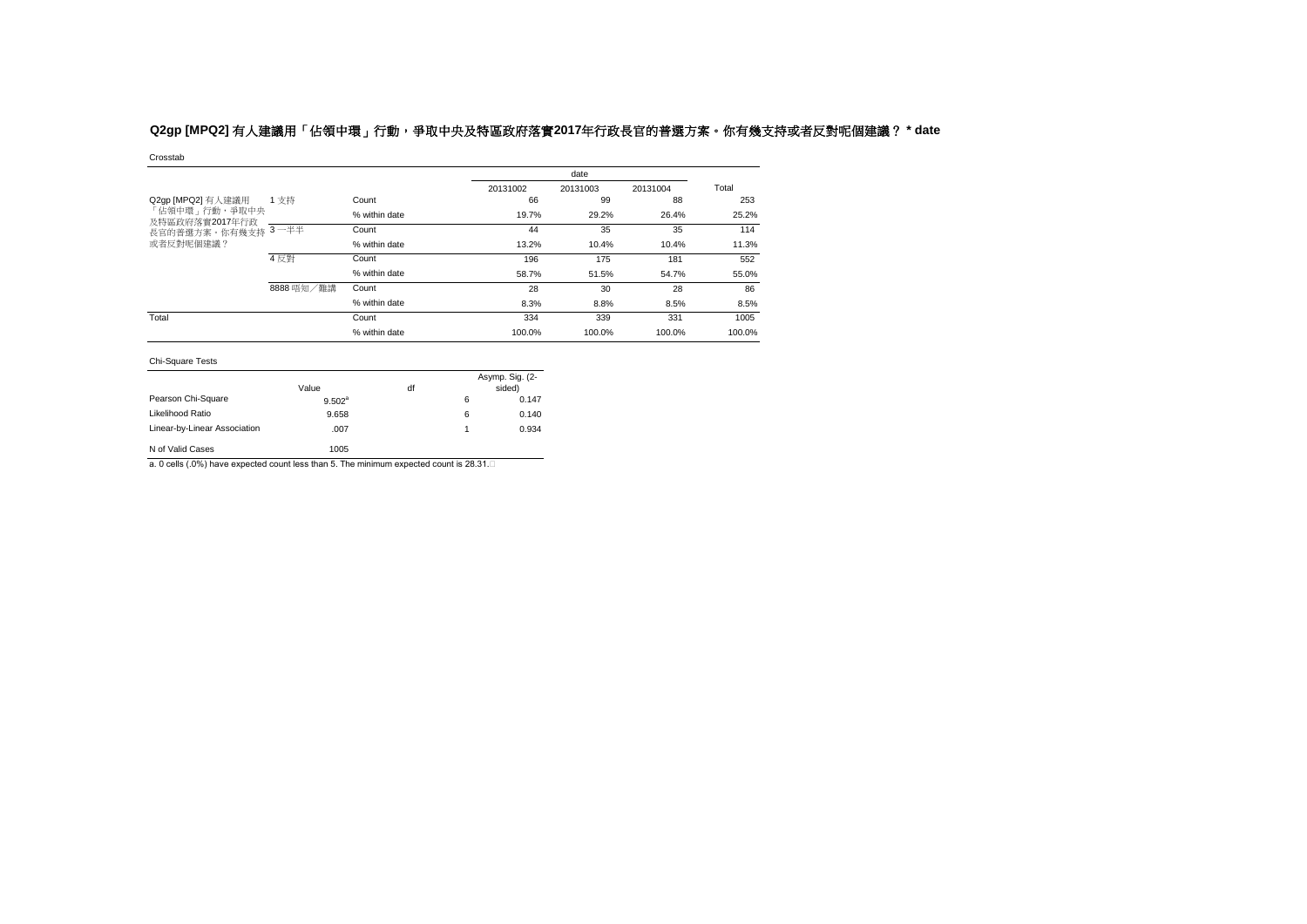### Q2gp [MPQ2] 有人建議用「佔領中環」行動，爭取中央及特區政府落實2017年行政長官的普選方案。你有幾支持或者反對呢個建議？ * date

Crosstab

| | | | date | | | Total |
|---|---|---|---|---|---|---|
| | | | 20131002 | 20131003 | 20131004 | |
| Q2gp [MPQ2] 有人建議用「佔領中環」行動，爭取中央及特區政府落實2017年行政長官的普選方案。你有幾支持或者反對呢個建議？ | 1 支持 | Count | 66 | 99 | 88 | 253 |
| | | % within date | 19.7% | 29.2% | 26.4% | 25.2% |
| | 3 一半半 | Count | 44 | 35 | 35 | 114 |
| | | % within date | 13.2% | 10.4% | 10.4% | 11.3% |
| | 4 反對 | Count | 196 | 175 | 181 | 552 |
| | | % within date | 58.7% | 51.5% | 54.7% | 55.0% |
| | 8888 唔知／難講 | Count | 28 | 30 | 28 | 86 |
| | | % within date | 8.3% | 8.8% | 8.5% | 8.5% |
| Total | | Count | 334 | 339 | 331 | 1005 |
| | | % within date | 100.0% | 100.0% | 100.0% | 100.0% |

Chi-Square Tests

| | Value | df | Asymp. Sig. (2-sided) |
|---|---|---|---|
| Pearson Chi-Square | 9.502[a] | 6 | 0.147 |
| Likelihood Ratio | 9.658 | 6 | 0.140 |
| Linear-by-Linear Association | .007 | 1 | 0.934 |
| N of Valid Cases | 1005 | | |

a. 0 cells (.0%) have expected count less than 5. The minimum expected count is 28.31.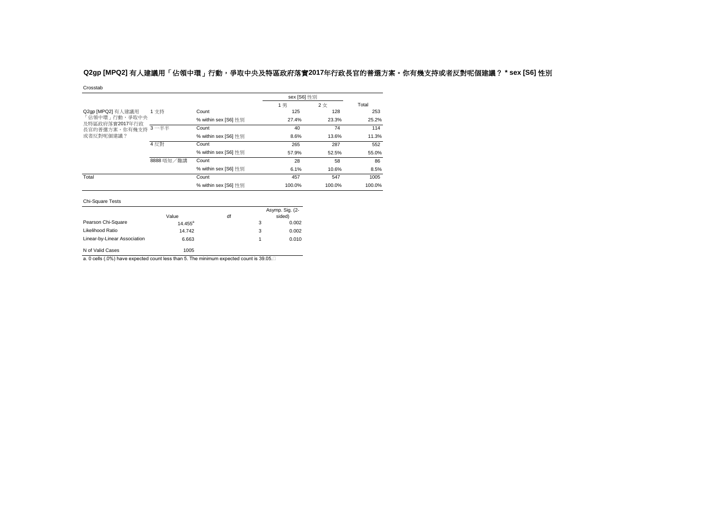**Q2gp [MPQ2] 有人建議用「佔領中環」行動，爭取中央及特區政府落實2017年行政長官的普選方案。你有幾支持或者反對呢個建議？ * sex [S6] 性別**

Crosstab

| | | | sex [S6] 性別 | | Total |
|---|---|---|---|---|---|
| | | | 1 男 | 2 女 | |
| Q2gp [MPQ2] 有人建議用「佔領中環」行動，爭取中央及特區政府落實2017年行政長官的普選方案，你有幾支持或者反對呢個建議？ | 1 支持 | Count | 125 | 128 | 253 |
| | | % within sex [S6] 性別 | 27.4% | 23.3% | 25.2% |
| | 3 一半半 | Count | 40 | 74 | 114 |
| | | % within sex [S6] 性別 | 8.6% | 13.6% | 11.3% |
| | 4 反對 | Count | 265 | 287 | 552 |
| | | % within sex [S6] 性別 | 57.9% | 52.5% | 55.0% |
| | 8888 唔知／難講 | Count | 28 | 58 | 86 |
| | | % within sex [S6] 性別 | 6.1% | 10.6% | 8.5% |
| Total | | Count | 457 | 547 | 1005 |
| | | % within sex [S6] 性別 | 100.0% | 100.0% | 100.0% |

Chi-Square Tests

| | Value | df | Asymp. Sig. (2-sided) |
|---|---|---|---|
| Pearson Chi-Square | 14.455[a] | 3 | 0.002 |
| Likelihood Ratio | 14.742 | 3 | 0.002 |
| Linear-by-Linear Association | 6.663 | 1 | 0.010 |
| N of Valid Cases | 1005 | | |

a. 0 cells (.0%) have expected count less than 5. The minimum expected count is 39.05.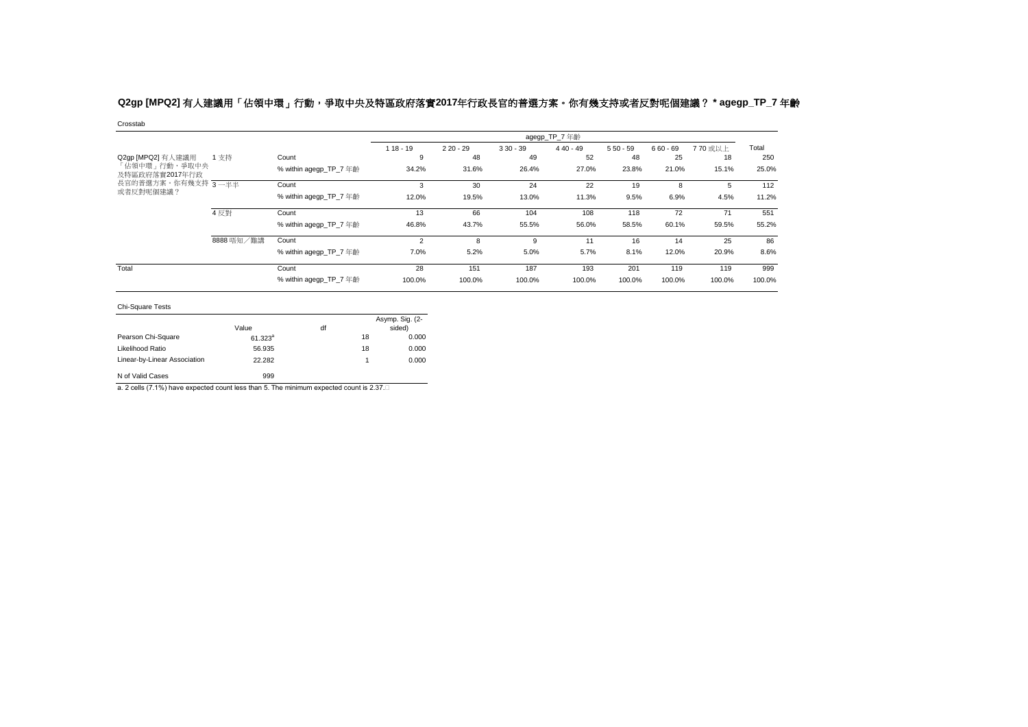**Q2gp [MPQ2] 有人建議用「佔領中環」行動，爭取中央及特區政府落實2017年行政長官的普選方案。你有幾支持或者反對呢個建議？ * agegp_TP_7 年齡**

Crosstab

| | | | agegp_TP_7 年齡 | | | | | | | |
|---|---|---|---|---|---|---|---|---|---|---|
| | | | 1 18 - 19 | 2 20 - 29 | 3 30 - 39 | 4 40 - 49 | 5 50 - 59 | 6 60 - 69 | 7 70 或以上 | Total |
| Q2gp [MPQ2] 有人建議用「佔領中環」行動，爭取中央及特區政府落實2017年行政長官的普選方案。你有幾支持或者反對呢個建議？ | 1 支持 | Count | 9 | 48 | 49 | 52 | 48 | 25 | 18 | 250 |
| | | % within agegp_TP_7 年齡 | 34.2% | 31.6% | 26.4% | 27.0% | 23.8% | 21.0% | 15.1% | 25.0% |
| | 3 一半半 | Count | 3 | 30 | 24 | 22 | 19 | 8 | 5 | 112 |
| | | % within agegp_TP_7 年齡 | 12.0% | 19.5% | 13.0% | 11.3% | 9.5% | 6.9% | 4.5% | 11.2% |
| | 4 反對 | Count | 13 | 66 | 104 | 108 | 118 | 72 | 71 | 551 |
| | | % within agegp_TP_7 年齡 | 46.8% | 43.7% | 55.5% | 56.0% | 58.5% | 60.1% | 59.5% | 55.2% |
| | 8888 唔知／難講 | Count | 2 | 8 | 9 | 11 | 16 | 14 | 25 | 86 |
| | | % within agegp_TP_7 年齡 | 7.0% | 5.2% | 5.0% | 5.7% | 8.1% | 12.0% | 20.9% | 8.6% |
| Total | | Count | 28 | 151 | 187 | 193 | 201 | 119 | 119 | 999 |
| | | % within agegp_TP_7 年齡 | 100.0% | 100.0% | 100.0% | 100.0% | 100.0% | 100.0% | 100.0% | 100.0% |

Chi-Square Tests

| | Value | df | Asymp. Sig. (2-sided) |
|---|---|---|---|
| Pearson Chi-Square | 61.323[a] | 18 | 0.000 |
| Likelihood Ratio | 56.935 | 18 | 0.000 |
| Linear-by-Linear Association | 22.282 | 1 | 0.000 |
| N of Valid Cases | 999 | | |

a. 2 cells (7.1%) have expected count less than 5. The minimum expected count is 2.37.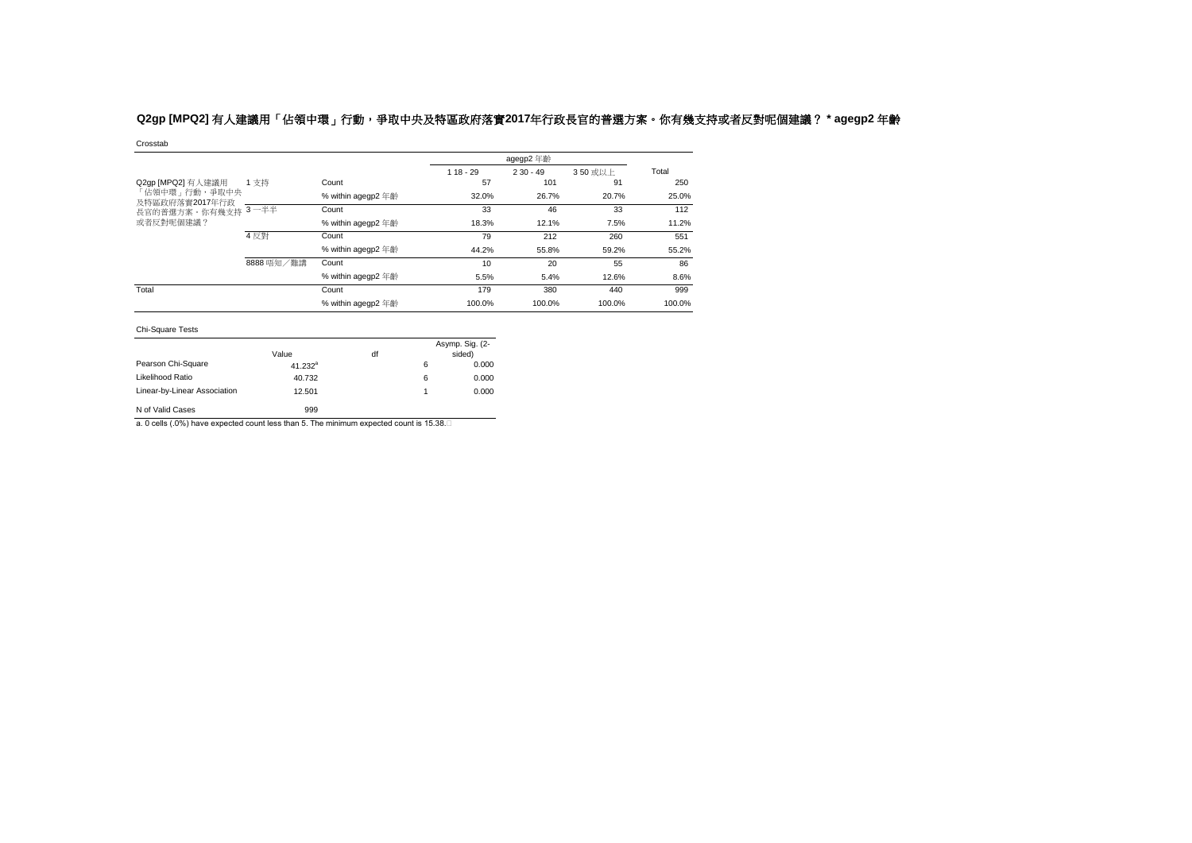**Q2gp [MPQ2] 有人建議用「佔領中環」行動，爭取中央及特區政府落實2017年行政長官的普選方案。你有幾支持或者反對呢個建議？ * agegp2 年齡**

Crosstab

| | | | agegp2 年齡 | | | Total |
|---|---|---|---|---|---|---|
| | | | 1 18 - 29 | 2 30 - 49 | 3 50 或以上 | |
| Q2gp [MPQ2] 有人建議用「佔領中環」行動，爭取中央及特區政府落實2017年行政長官的普選方案，你有幾支持或者反對呢個建議？ | 1 支持 | Count | 57 | 101 | 91 | 250 |
| | | % within agegp2 年齡 | 32.0% | 26.7% | 20.7% | 25.0% |
| | 3 一半半 | Count | 33 | 46 | 33 | 112 |
| | | % within agegp2 年齡 | 18.3% | 12.1% | 7.5% | 11.2% |
| | 4 反對 | Count | 79 | 212 | 260 | 551 |
| | | % within agegp2 年齡 | 44.2% | 55.8% | 59.2% | 55.2% |
| | 8888 唔知／難講 | Count | 10 | 20 | 55 | 86 |
| | | % within agegp2 年齡 | 5.5% | 5.4% | 12.6% | 8.6% |
| Total | | Count | 179 | 380 | 440 | 999 |
| | | % within agegp2 年齡 | 100.0% | 100.0% | 100.0% | 100.0% |

Chi-Square Tests

| | Value | df | Asymp. Sig. (2-sided) |
|---|---|---|---|
| Pearson Chi-Square | 41.232[a] | 6 | 0.000 |
| Likelihood Ratio | 40.732 | 6 | 0.000 |
| Linear-by-Linear Association | 12.501 | 1 | 0.000 |
| N of Valid Cases | 999 | | |

a. 0 cells (.0%) have expected count less than 5. The minimum expected count is 15.38.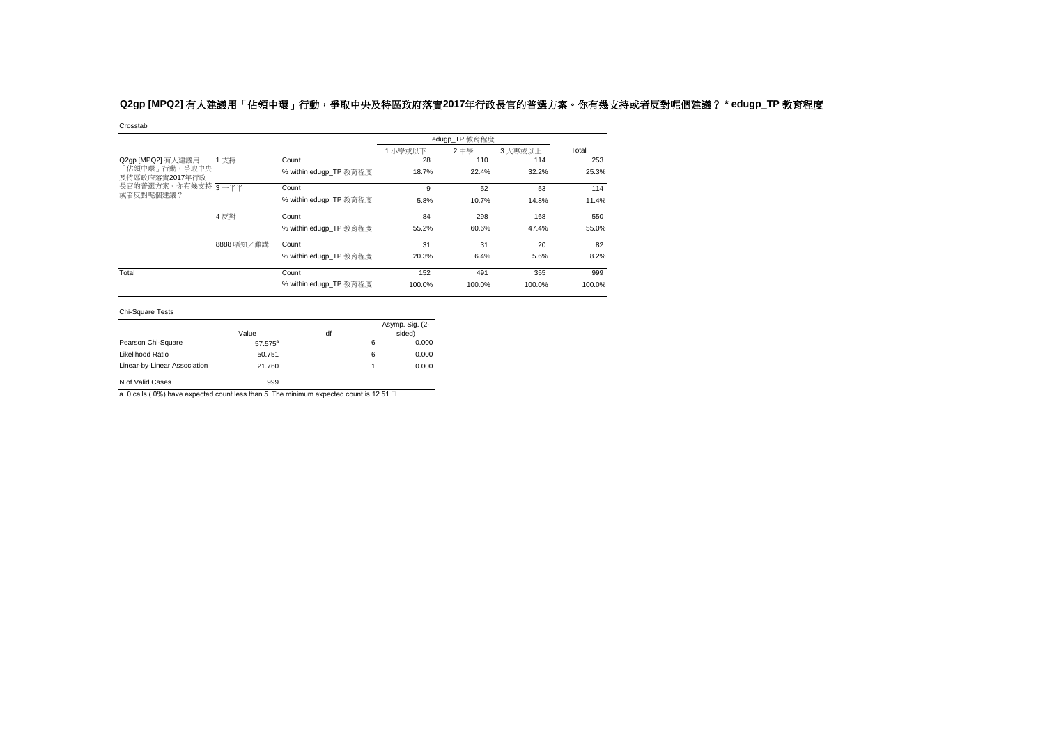## Q2gp [MPQ2] 有人建議用「佔領中環」行動，爭取中央及特區政府落實2017年行政長官的普選方案。你有幾支持或者反對呢個建議？ * edugp_TP 教育程度

Crosstab

| | | | edugp_TP 教育程度 | | | Total |
|---|---|---|---|---|---|---|
| | | | 1 小學或以下 | 2 中學 | 3 大專或以上 | |
| Q2gp [MPQ2] 有人建議用「佔領中環」行動，爭取中央及特區政府落實2017年行政長官的普選方案。你有幾支持或者反對呢個建議？ | 1 支持 | Count | 28 | 110 | 114 | 253 |
| | | % within edugp_TP 教育程度 | 18.7% | 22.4% | 32.2% | 25.3% |
| | 3 一半半 | Count | 9 | 52 | 53 | 114 |
| | | % within edugp_TP 教育程度 | 5.8% | 10.7% | 14.8% | 11.4% |
| | 4 反對 | Count | 84 | 298 | 168 | 550 |
| | | % within edugp_TP 教育程度 | 55.2% | 60.6% | 47.4% | 55.0% |
| | 8888 唔知／難講 | Count | 31 | 31 | 20 | 82 |
| | | % within edugp_TP 教育程度 | 20.3% | 6.4% | 5.6% | 8.2% |
| Total | | Count | 152 | 491 | 355 | 999 |
| | | % within edugp_TP 教育程度 | 100.0% | 100.0% | 100.0% | 100.0% |

Chi-Square Tests

| | Value | df | Asymp. Sig. (2-sided) |
|---|---|---|---|
| Pearson Chi-Square | 57.575[a] | 6 | 0.000 |
| Likelihood Ratio | 50.751 | 6 | 0.000 |
| Linear-by-Linear Association | 21.760 | 1 | 0.000 |
| N of Valid Cases | 999 | | |

a. 0 cells (.0%) have expected count less than 5. The minimum expected count is 12.51.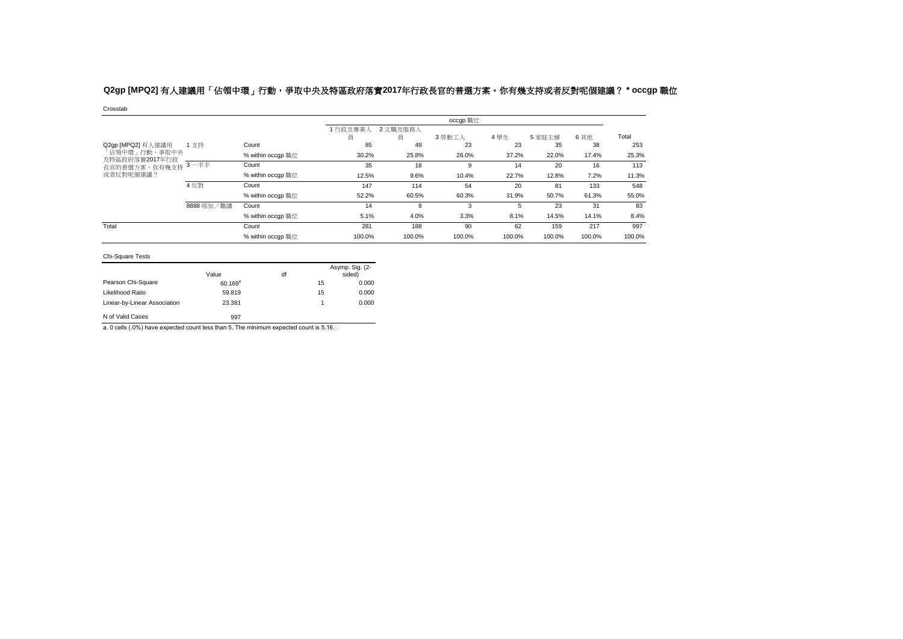### Q2gp [MPQ2] 有人建議用「佔領中環」行動，爭取中央及特區政府落實2017年行政長官的普選方案。你有幾支持或者反對呢個建議？ * occgp 職位

Crosstab

| | | | occgp 職位 | | | | | | Total |
|---|---|---|---|---|---|---|---|---|---|
| | | | 1 行政及專業人員 | 2 文職及服務人員 | 3 勞動工人 | 4 學生 | 5 家庭主婦 | 6 其他 | |
| Q2gp [MPQ2] 有人建議用「佔領中環」行動，爭取中央及特區政府落實2017年行政長官的普選方案。你有幾支持或者反對呢個建議？ | 1 支持 | Count | 85 | 49 | 23 | 23 | 35 | 38 | 253 |
| | | % within occgp 職位 | 30.2% | 25.8% | 26.0% | 37.2% | 22.0% | 17.4% | 25.3% |
| | 3 一半半 | Count | 35 | 18 | 9 | 14 | 20 | 16 | 113 |
| | | % within occgp 職位 | 12.5% | 9.6% | 10.4% | 22.7% | 12.8% | 7.2% | 11.3% |
| | 4 反對 | Count | 147 | 114 | 54 | 20 | 81 | 133 | 548 |
| | | % within occgp 職位 | 52.2% | 60.5% | 60.3% | 31.9% | 50.7% | 61.3% | 55.0% |
| | 8888 唔知／難講 | Count | 14 | 8 | 3 | 5 | 23 | 31 | 83 |
| | | % within occgp 職位 | 5.1% | 4.0% | 3.3% | 8.1% | 14.5% | 14.1% | 8.4% |
| Total | | Count | 281 | 188 | 90 | 62 | 159 | 217 | 997 |
| | | % within occgp 職位 | 100.0% | 100.0% | 100.0% | 100.0% | 100.0% | 100.0% | 100.0% |

Chi-Square Tests

| | Value | df | Asymp. Sig. (2-sided) |
|---|---|---|---|
| Pearson Chi-Square | 60.169[a] | 15 | 0.000 |
| Likelihood Ratio | 59.819 | 15 | 0.000 |
| Linear-by-Linear Association | 23.381 | 1 | 0.000 |
| N of Valid Cases | 997 | | |

a. 0 cells (.0%) have expected count less than 5. The minimum expected count is 5.16.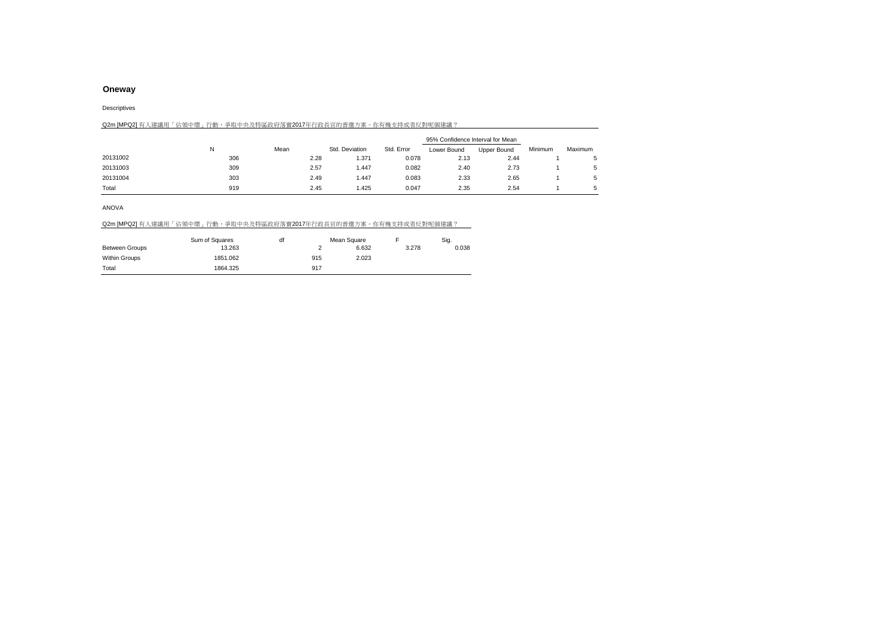## Oneway

Descriptives

Q2m [MPQ2] 有人建議用「佔領中環」行動，爭取中央及特區政府落實2017年行政長官的普選方案。你有幾支持或者反對呢個建議？

| | N | Mean | Std. Deviation | Std. Error | 95% Confidence Interval for Mean | | Minimum | Maximum |
|---|---|---|---|---|---|---|---|---|
| | | | | | Lower Bound | Upper Bound | | |
| 20131002 | 306 | 2.28 | 1.371 | 0.078 | 2.13 | 2.44 | 1 | 5 |
| 20131003 | 309 | 2.57 | 1.447 | 0.082 | 2.40 | 2.73 | 1 | 5 |
| 20131004 | 303 | 2.49 | 1.447 | 0.083 | 2.33 | 2.65 | 1 | 5 |
| Total | 919 | 2.45 | 1.425 | 0.047 | 2.35 | 2.54 | 1 | 5 |

ANOVA

Q2m [MPQ2] 有人建議用「佔領中環」行動，爭取中央及特區政府落實2017年行政長官的普選方案。你有幾支持或者反對呢個建議？

| | Sum of Squares | df | Mean Square | F | Sig. |
|---|---|---|---|---|---|
| Between Groups | 13.263 | 2 | 6.632 | 3.278 | 0.038 |
| Within Groups | 1851.062 | 915 | 2.023 | | |
| Total | 1864.325 | 917 | | | |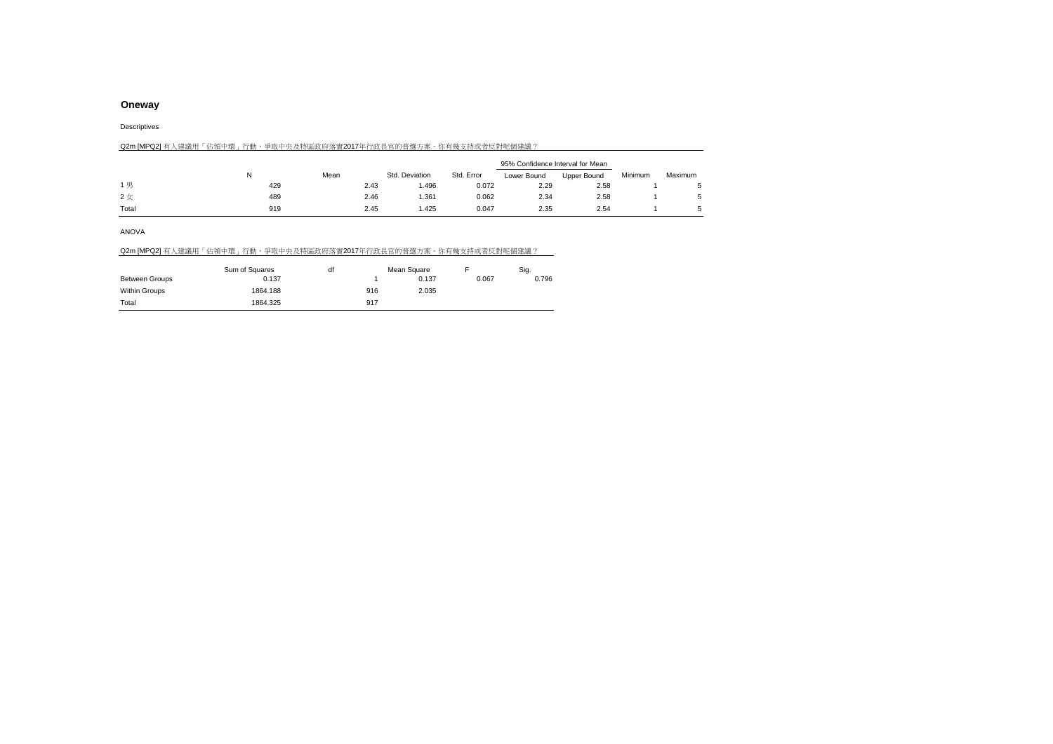## Oneway

Descriptives

Q2m [MPQ2] 有人建議用「佔領中環」行動，爭取中央及特區政府落實2017年行政長官的普選方案。你有幾支持或者反對呢個建議？

| | N | Mean | Std. Deviation | Std. Error | 95% Confidence Interval for Mean | | Minimum | Maximum |
|---|---|---|---|---|---|---|---|---|
| | | | | | Lower Bound | Upper Bound | | |
| 1 男 | 429 | 2.43 | 1.496 | 0.072 | 2.29 | 2.58 | 1 | 5 |
| 2 女 | 489 | 2.46 | 1.361 | 0.062 | 2.34 | 2.58 | 1 | 5 |
| Total | 919 | 2.45 | 1.425 | 0.047 | 2.35 | 2.54 | 1 | 5 |

ANOVA

Q2m [MPQ2] 有人建議用「佔領中環」行動，爭取中央及特區政府落實2017年行政長官的普選方案。你有幾支持或者反對呢個建議？

| | Sum of Squares | df | Mean Square | F | Sig. |
|---|---|---|---|---|---|
| Between Groups | 0.137 | 1 | 0.137 | 0.067 | 0.796 |
| Within Groups | 1864.188 | 916 | 2.035 | | |
| Total | 1864.325 | 917 | | | |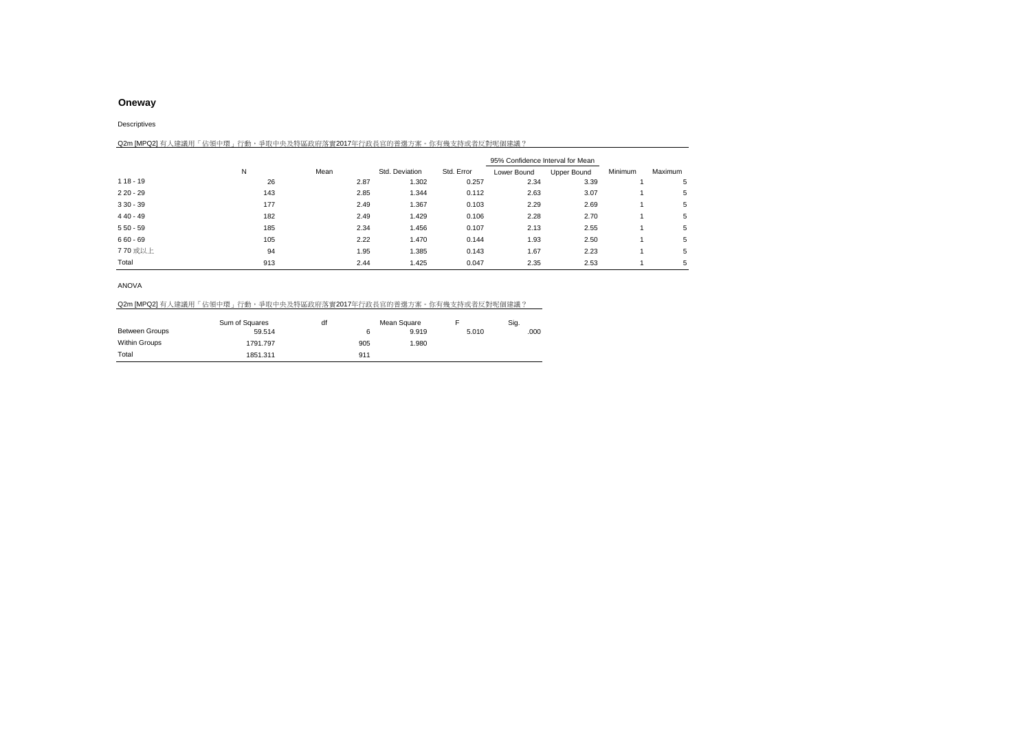## Oneway

Descriptives

Q2m [MPQ2] 有人建議用「佔領中環」行動，爭取中央及特區政府落實2017年行政長官的普選方案。你有幾支持或者反對呢個建議？

| | N | Mean | Std. Deviation | Std. Error | 95% Confidence Interval for Mean | | Minimum | Maximum |
|---|---|---|---|---|---|---|---|---|
| | | | | | Lower Bound | Upper Bound | | |
| 1 18 - 19 | 26 | 2.87 | 1.302 | 0.257 | 2.34 | 3.39 | 1 | 5 |
| 2 20 - 29 | 143 | 2.85 | 1.344 | 0.112 | 2.63 | 3.07 | 1 | 5 |
| 3 30 - 39 | 177 | 2.49 | 1.367 | 0.103 | 2.29 | 2.69 | 1 | 5 |
| 4 40 - 49 | 182 | 2.49 | 1.429 | 0.106 | 2.28 | 2.70 | 1 | 5 |
| 5 50 - 59 | 185 | 2.34 | 1.456 | 0.107 | 2.13 | 2.55 | 1 | 5 |
| 6 60 - 69 | 105 | 2.22 | 1.470 | 0.144 | 1.93 | 2.50 | 1 | 5 |
| 7 70 或以上 | 94 | 1.95 | 1.385 | 0.143 | 1.67 | 2.23 | 1 | 5 |
| Total | 913 | 2.44 | 1.425 | 0.047 | 2.35 | 2.53 | 1 | 5 |

ANOVA

Q2m [MPQ2] 有人建議用「佔領中環」行動，爭取中央及特區政府落實2017年行政長官的普選方案。你有幾支持或者反對呢個建議？

| | Sum of Squares | df | Mean Square | F | Sig. |
|---|---|---|---|---|---|
| Between Groups | 59.514 | 6 | 9.919 | 5.010 | .000 |
| Within Groups | 1791.797 | 905 | 1.980 | | |
| Total | 1851.311 | 911 | | | |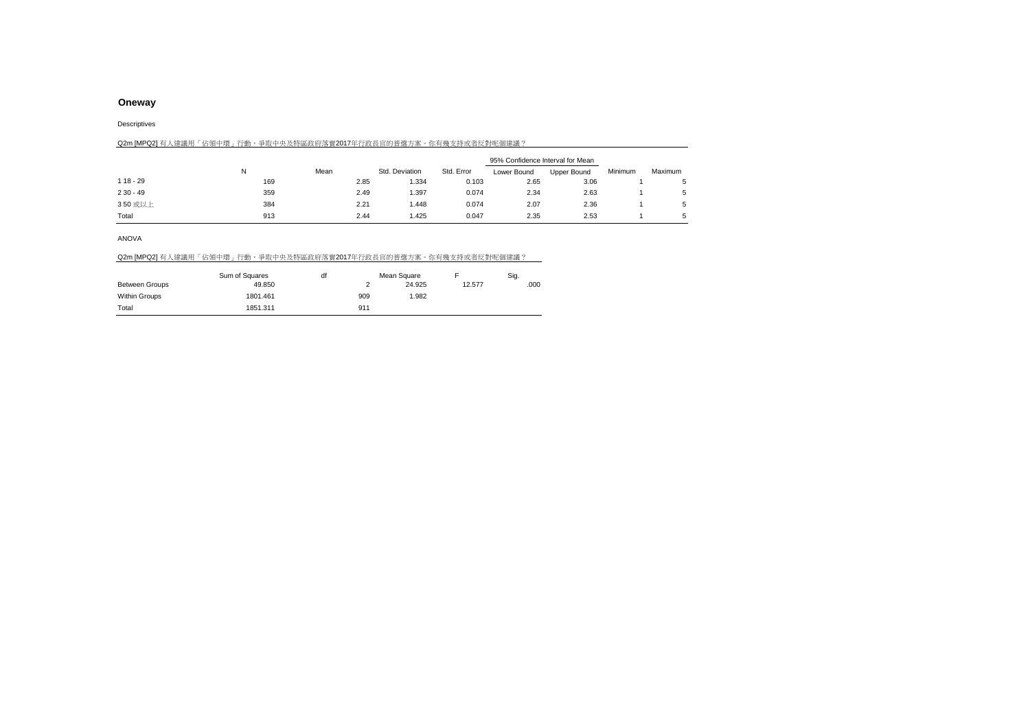## Oneway

Descriptives

Q2m [MPQ2] 有人建議用「佔領中環」行動，爭取中央及特區政府落實2017年行政長官的普選方案。你有幾支持或者反對呢個建議？

| | N | Mean | Std. Deviation | Std. Error | 95% Confidence Interval for Mean | | Minimum | Maximum |
|---|---|---|---|---|---|---|---|---|
| | | | | | Lower Bound | Upper Bound | | |
| 1 18 - 29 | 169 | 2.85 | 1.334 | 0.103 | 2.65 | 3.06 | 1 | 5 |
| 2 30 - 49 | 359 | 2.49 | 1.397 | 0.074 | 2.34 | 2.63 | 1 | 5 |
| 3 50 或以上 | 384 | 2.21 | 1.448 | 0.074 | 2.07 | 2.36 | 1 | 5 |
| Total | 913 | 2.44 | 1.425 | 0.047 | 2.35 | 2.53 | 1 | 5 |

ANOVA

Q2m [MPQ2] 有人建議用「佔領中環」行動，爭取中央及特區政府落實2017年行政長官的普選方案。你有幾支持或者反對呢個建議？

| | Sum of Squares | df | Mean Square | F | Sig. |
|---|---|---|---|---|---|
| Between Groups | 49.850 | 2 | 24.925 | 12.577 | .000 |
| Within Groups | 1801.461 | 909 | 1.982 | | |
| Total | 1851.311 | 911 | | | |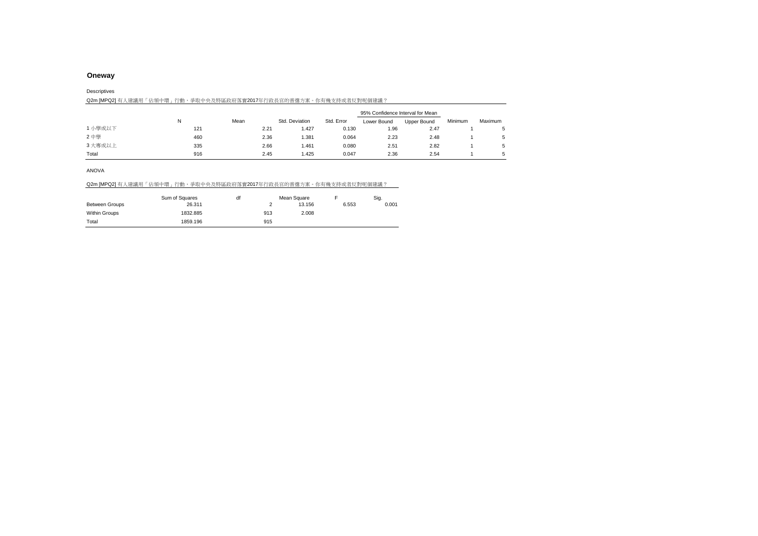## Oneway

Descriptives

Q2m [MPQ2] 有人建議用「佔領中環」行動，爭取中央及特區政府落實2017年行政長官的普選方案。你有幾支持或者反對呢個建議？

| | N | Mean | Std. Deviation | Std. Error | 95% Confidence Interval for Mean | | Minimum | Maximum |
|---|---|---|---|---|---|---|---|---|
| | | | | | Lower Bound | Upper Bound | | |
| 1 小學或以下 | 121 | 2.21 | 1.427 | 0.130 | 1.96 | 2.47 | 1 | 5 |
| 2 中學 | 460 | 2.36 | 1.381 | 0.064 | 2.23 | 2.48 | 1 | 5 |
| 3 大專或以上 | 335 | 2.66 | 1.461 | 0.080 | 2.51 | 2.82 | 1 | 5 |
| Total | 916 | 2.45 | 1.425 | 0.047 | 2.36 | 2.54 | 1 | 5 |

ANOVA

Q2m [MPQ2] 有人建議用「佔領中環」行動，爭取中央及特區政府落實2017年行政長官的普選方案。你有幾支持或者反對呢個建議？

| | Sum of Squares | df | Mean Square | F | Sig. |
|---|---|---|---|---|---|
| Between Groups | 26.311 | 2 | 13.156 | 6.553 | 0.001 |
| Within Groups | 1832.885 | 913 | 2.008 | | |
| Total | 1859.196 | 915 | | | |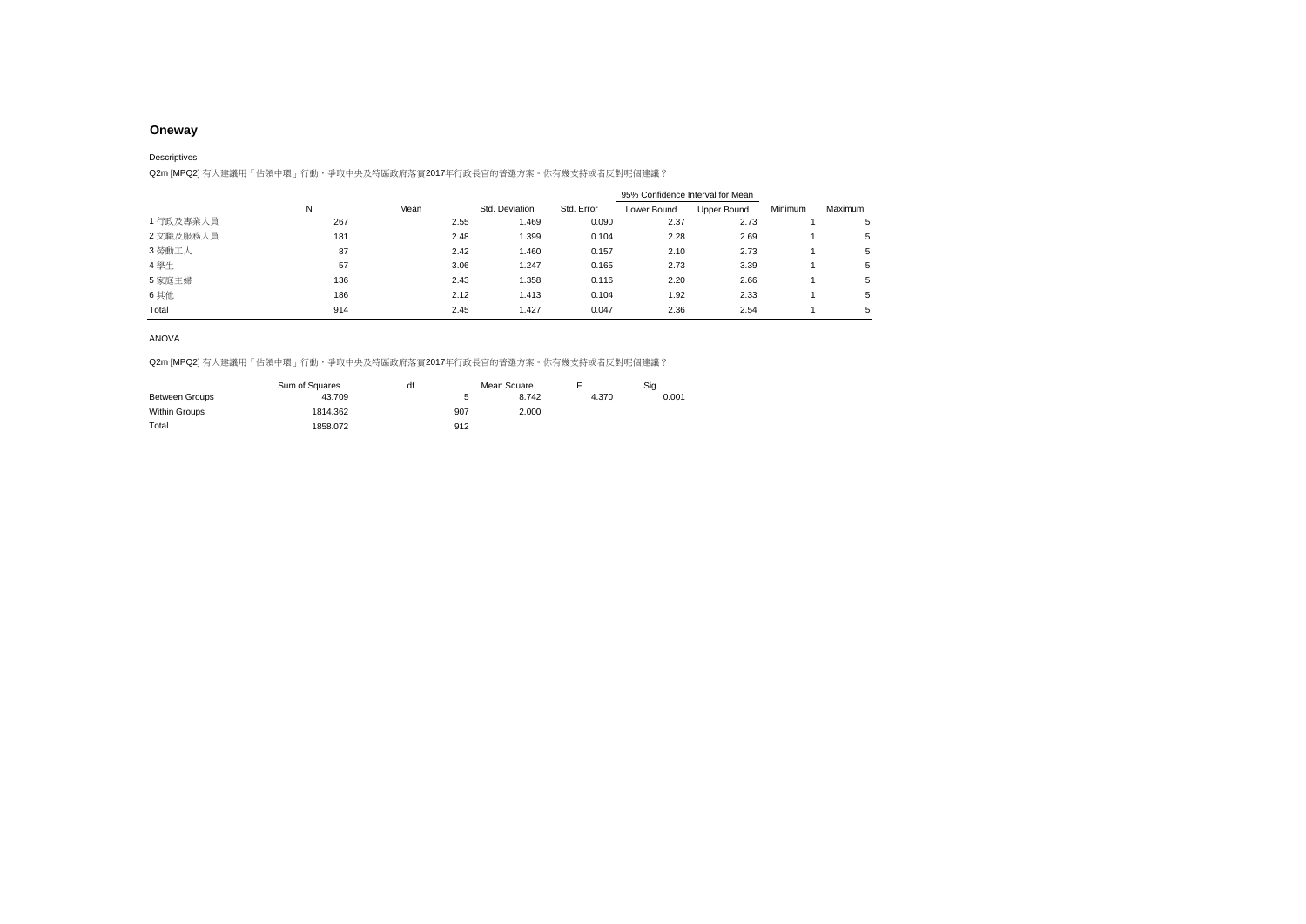## Oneway

Descriptives

Q2m [MPQ2] 有人建議用「佔領中環」行動，爭取中央及特區政府落實2017年行政長官的普選方案。你有幾支持或者反對呢個建議？

| | N | Mean | Std. Deviation | Std. Error | 95% Confidence Interval for Mean | | Minimum | Maximum |
|---|---|---|---|---|---|---|---|---|
| | | | | | Lower Bound | Upper Bound | | |
| 1 行政及專業人員 | 267 | 2.55 | 1.469 | 0.090 | 2.37 | 2.73 | 1 | 5 |
| 2 文職及服務人員 | 181 | 2.48 | 1.399 | 0.104 | 2.28 | 2.69 | 1 | 5 |
| 3 勞動工人 | 87 | 2.42 | 1.460 | 0.157 | 2.10 | 2.73 | 1 | 5 |
| 4 學生 | 57 | 3.06 | 1.247 | 0.165 | 2.73 | 3.39 | 1 | 5 |
| 5 家庭主婦 | 136 | 2.43 | 1.358 | 0.116 | 2.20 | 2.66 | 1 | 5 |
| 6 其他 | 186 | 2.12 | 1.413 | 0.104 | 1.92 | 2.33 | 1 | 5 |
| Total | 914 | 2.45 | 1.427 | 0.047 | 2.36 | 2.54 | 1 | 5 |

ANOVA

Q2m [MPQ2] 有人建議用「佔領中環」行動，爭取中央及特區政府落實2017年行政長官的普選方案。你有幾支持或者反對呢個建議？

| | Sum of Squares | df | Mean Square | F | Sig. |
|---|---|---|---|---|---|
| Between Groups | 43.709 | 5 | 8.742 | 4.370 | 0.001 |
| Within Groups | 1814.362 | 907 | 2.000 | | |
| Total | 1858.072 | 912 | | | |